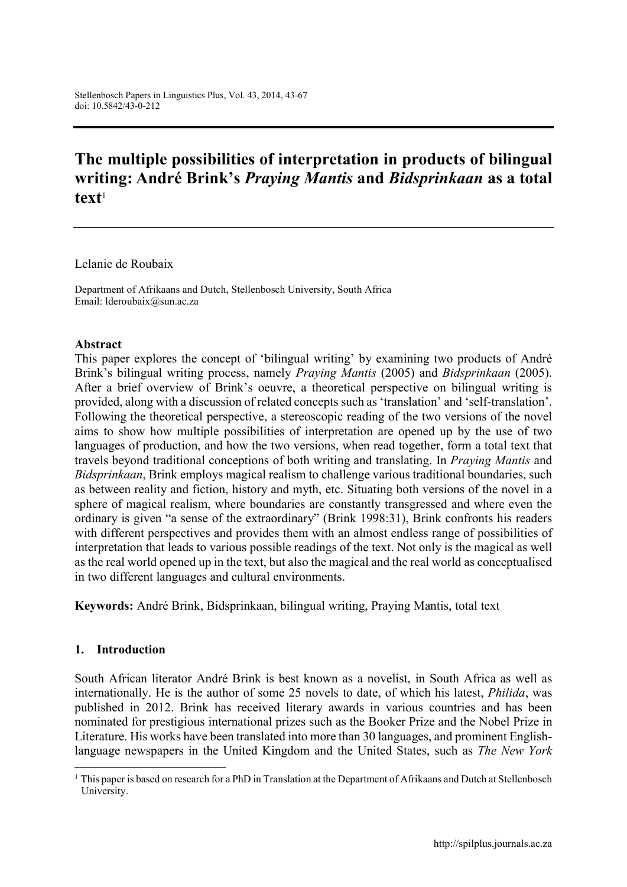# The multiple possibilities of interpretation in products of bilingual writing: André Brink's *Praying Mantis* and *Bidsprinkaan* as a total text[1]

Lelanie de Roubaix

Department of Afrikaans and Dutch, Stellenbosch University, South Africa
Email: lderoubaix@sun.ac.za

**Abstract**

This paper explores the concept of 'bilingual writing' by examining two products of André Brink's bilingual writing process, namely *Praying Mantis* (2005) and *Bidsprinkaan* (2005). After a brief overview of Brink's oeuvre, a theoretical perspective on bilingual writing is provided, along with a discussion of related concepts such as 'translation' and 'self-translation'. Following the theoretical perspective, a stereoscopic reading of the two versions of the novel aims to show how multiple possibilities of interpretation are opened up by the use of two languages of production, and how the two versions, when read together, form a total text that travels beyond traditional conceptions of both writing and translating. In *Praying Mantis* and *Bidsprinkaan*, Brink employs magical realism to challenge various traditional boundaries, such as between reality and fiction, history and myth, etc. Situating both versions of the novel in a sphere of magical realism, where boundaries are constantly transgressed and where even the ordinary is given "a sense of the extraordinary" (Brink 1998:31), Brink confronts his readers with different perspectives and provides them with an almost endless range of possibilities of interpretation that leads to various possible readings of the text. Not only is the magical as well as the real world opened up in the text, but also the magical and the real world as conceptualised in two different languages and cultural environments.

**Keywords:** André Brink, Bidsprinkaan, bilingual writing, Praying Mantis, total text

## 1. Introduction

South African literator André Brink is best known as a novelist, in South Africa as well as internationally. He is the author of some 25 novels to date, of which his latest, *Philida*, was published in 2012. Brink has received literary awards in various countries and has been nominated for prestigious international prizes such as the Booker Prize and the Nobel Prize in Literature. His works have been translated into more than 30 languages, and prominent English-language newspapers in the United Kingdom and the United States, such as *The New York*

[1] This paper is based on research for a PhD in Translation at the Department of Afrikaans and Dutch at Stellenbosch University.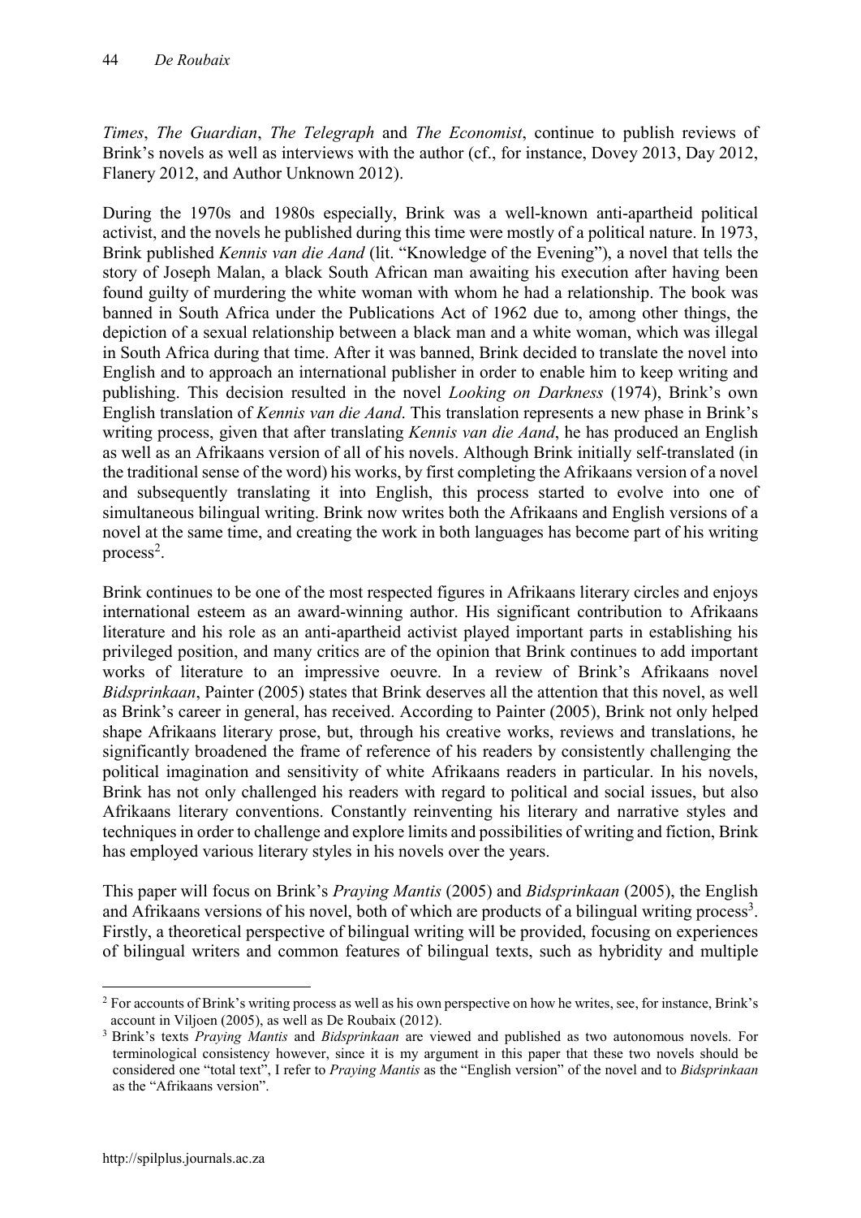*Times*, *The Guardian*, *The Telegraph* and *The Economist*, continue to publish reviews of Brink's novels as well as interviews with the author (cf., for instance, Dovey 2013, Day 2012, Flanery 2012, and Author Unknown 2012).

During the 1970s and 1980s especially, Brink was a well-known anti-apartheid political activist, and the novels he published during this time were mostly of a political nature. In 1973, Brink published *Kennis van die Aand* (lit. "Knowledge of the Evening"), a novel that tells the story of Joseph Malan, a black South African man awaiting his execution after having been found guilty of murdering the white woman with whom he had a relationship. The book was banned in South Africa under the Publications Act of 1962 due to, among other things, the depiction of a sexual relationship between a black man and a white woman, which was illegal in South Africa during that time. After it was banned, Brink decided to translate the novel into English and to approach an international publisher in order to enable him to keep writing and publishing. This decision resulted in the novel *Looking on Darkness* (1974), Brink's own English translation of *Kennis van die Aand*. This translation represents a new phase in Brink's writing process, given that after translating *Kennis van die Aand*, he has produced an English as well as an Afrikaans version of all of his novels. Although Brink initially self-translated (in the traditional sense of the word) his works, by first completing the Afrikaans version of a novel and subsequently translating it into English, this process started to evolve into one of simultaneous bilingual writing. Brink now writes both the Afrikaans and English versions of a novel at the same time, and creating the work in both languages has become part of his writing process[2].

Brink continues to be one of the most respected figures in Afrikaans literary circles and enjoys international esteem as an award-winning author. His significant contribution to Afrikaans literature and his role as an anti-apartheid activist played important parts in establishing his privileged position, and many critics are of the opinion that Brink continues to add important works of literature to an impressive oeuvre. In a review of Brink's Afrikaans novel *Bidsprinkaan*, Painter (2005) states that Brink deserves all the attention that this novel, as well as Brink's career in general, has received. According to Painter (2005), Brink not only helped shape Afrikaans literary prose, but, through his creative works, reviews and translations, he significantly broadened the frame of reference of his readers by consistently challenging the political imagination and sensitivity of white Afrikaans readers in particular. In his novels, Brink has not only challenged his readers with regard to political and social issues, but also Afrikaans literary conventions. Constantly reinventing his literary and narrative styles and techniques in order to challenge and explore limits and possibilities of writing and fiction, Brink has employed various literary styles in his novels over the years.

This paper will focus on Brink's *Praying Mantis* (2005) and *Bidsprinkaan* (2005), the English and Afrikaans versions of his novel, both of which are products of a bilingual writing process[3]. Firstly, a theoretical perspective of bilingual writing will be provided, focusing on experiences of bilingual writers and common features of bilingual texts, such as hybridity and multiple

---

[2] For accounts of Brink's writing process as well as his own perspective on how he writes, see, for instance, Brink's account in Viljoen (2005), as well as De Roubaix (2012).

[3] Brink's texts *Praying Mantis* and *Bidsprinkaan* are viewed and published as two autonomous novels. For terminological consistency however, since it is my argument in this paper that these two novels should be considered one "total text", I refer to *Praying Mantis* as the "English version" of the novel and to *Bidsprinkaan* as the "Afrikaans version".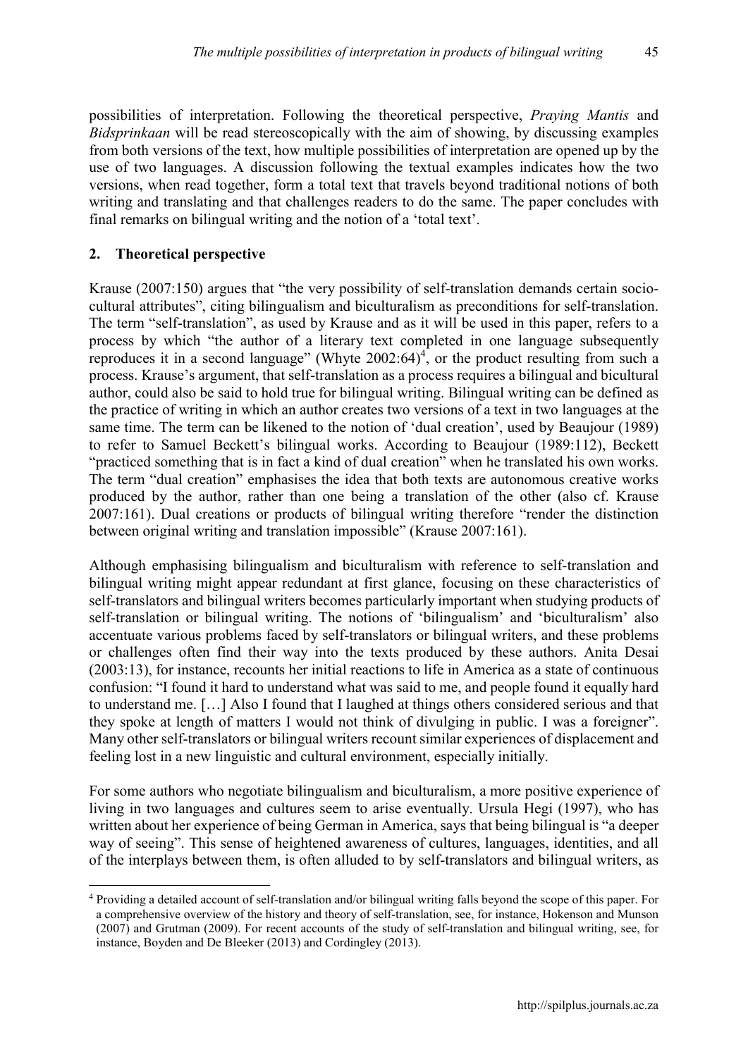possibilities of interpretation. Following the theoretical perspective, *Praying Mantis* and *Bidsprinkaan* will be read stereoscopically with the aim of showing, by discussing examples from both versions of the text, how multiple possibilities of interpretation are opened up by the use of two languages. A discussion following the textual examples indicates how the two versions, when read together, form a total text that travels beyond traditional notions of both writing and translating and that challenges readers to do the same. The paper concludes with final remarks on bilingual writing and the notion of a 'total text'.

## 2. Theoretical perspective

Krause (2007:150) argues that "the very possibility of self-translation demands certain socio-cultural attributes", citing bilingualism and biculturalism as preconditions for self-translation. The term "self-translation", as used by Krause and as it will be used in this paper, refers to a process by which "the author of a literary text completed in one language subsequently reproduces it in a second language" (Whyte 2002:64)[4], or the product resulting from such a process. Krause's argument, that self-translation as a process requires a bilingual and bicultural author, could also be said to hold true for bilingual writing. Bilingual writing can be defined as the practice of writing in which an author creates two versions of a text in two languages at the same time. The term can be likened to the notion of 'dual creation', used by Beaujour (1989) to refer to Samuel Beckett's bilingual works. According to Beaujour (1989:112), Beckett "practiced something that is in fact a kind of dual creation" when he translated his own works. The term "dual creation" emphasises the idea that both texts are autonomous creative works produced by the author, rather than one being a translation of the other (also cf. Krause 2007:161). Dual creations or products of bilingual writing therefore "render the distinction between original writing and translation impossible" (Krause 2007:161).

Although emphasising bilingualism and biculturalism with reference to self-translation and bilingual writing might appear redundant at first glance, focusing on these characteristics of self-translators and bilingual writers becomes particularly important when studying products of self-translation or bilingual writing. The notions of 'bilingualism' and 'biculturalism' also accentuate various problems faced by self-translators or bilingual writers, and these problems or challenges often find their way into the texts produced by these authors. Anita Desai (2003:13), for instance, recounts her initial reactions to life in America as a state of continuous confusion: "I found it hard to understand what was said to me, and people found it equally hard to understand me. […] Also I found that I laughed at things others considered serious and that they spoke at length of matters I would not think of divulging in public. I was a foreigner". Many other self-translators or bilingual writers recount similar experiences of displacement and feeling lost in a new linguistic and cultural environment, especially initially.

For some authors who negotiate bilingualism and biculturalism, a more positive experience of living in two languages and cultures seem to arise eventually. Ursula Hegi (1997), who has written about her experience of being German in America, says that being bilingual is "a deeper way of seeing". This sense of heightened awareness of cultures, languages, identities, and all of the interplays between them, is often alluded to by self-translators and bilingual writers, as

[4] Providing a detailed account of self-translation and/or bilingual writing falls beyond the scope of this paper. For a comprehensive overview of the history and theory of self-translation, see, for instance, Hokenson and Munson (2007) and Grutman (2009). For recent accounts of the study of self-translation and bilingual writing, see, for instance, Boyden and De Bleeker (2013) and Cordingley (2013).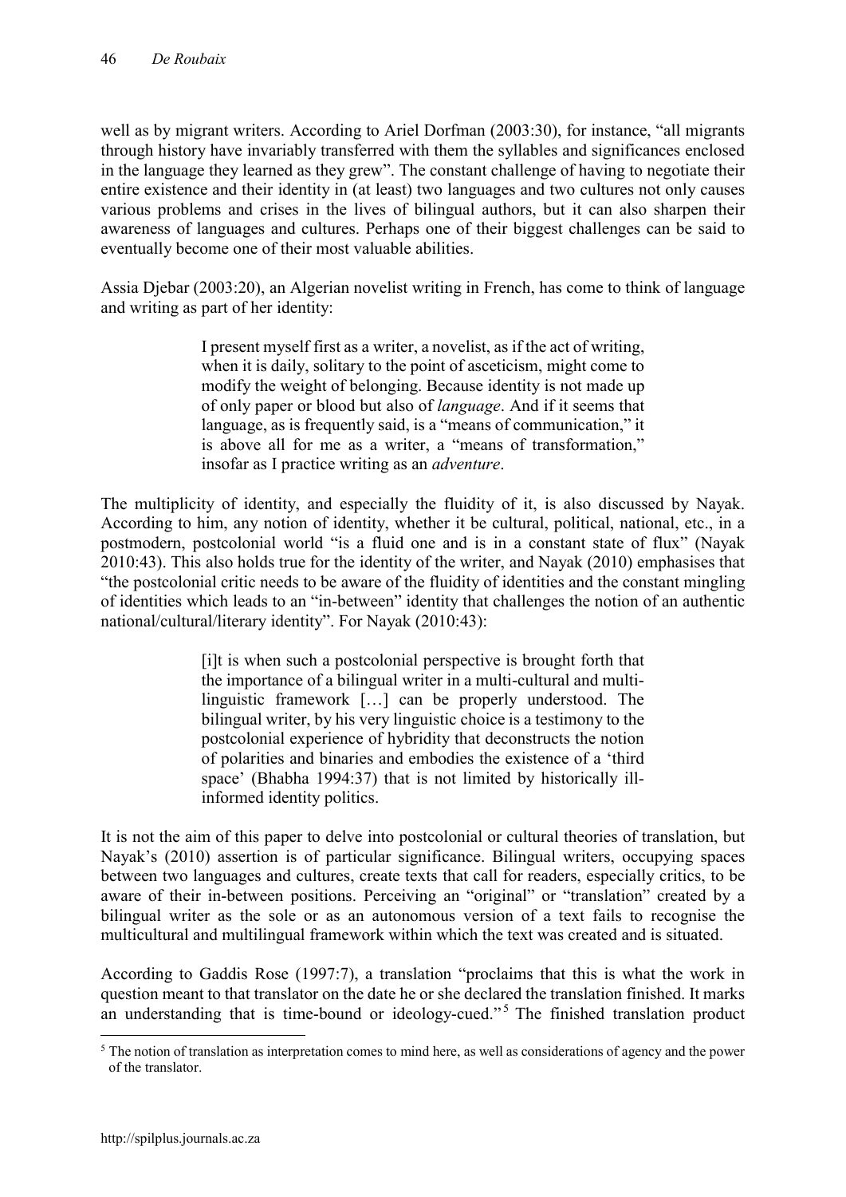well as by migrant writers. According to Ariel Dorfman (2003:30), for instance, "all migrants through history have invariably transferred with them the syllables and significances enclosed in the language they learned as they grew". The constant challenge of having to negotiate their entire existence and their identity in (at least) two languages and two cultures not only causes various problems and crises in the lives of bilingual authors, but it can also sharpen their awareness of languages and cultures. Perhaps one of their biggest challenges can be said to eventually become one of their most valuable abilities.

Assia Djebar (2003:20), an Algerian novelist writing in French, has come to think of language and writing as part of her identity:

> I present myself first as a writer, a novelist, as if the act of writing, when it is daily, solitary to the point of asceticism, might come to modify the weight of belonging. Because identity is not made up of only paper or blood but also of *language*. And if it seems that language, as is frequently said, is a "means of communication," it is above all for me as a writer, a "means of transformation," insofar as I practice writing as an *adventure*.

The multiplicity of identity, and especially the fluidity of it, is also discussed by Nayak. According to him, any notion of identity, whether it be cultural, political, national, etc., in a postmodern, postcolonial world "is a fluid one and is in a constant state of flux" (Nayak 2010:43). This also holds true for the identity of the writer, and Nayak (2010) emphasises that "the postcolonial critic needs to be aware of the fluidity of identities and the constant mingling of identities which leads to an "in-between" identity that challenges the notion of an authentic national/cultural/literary identity". For Nayak (2010:43):

> [i]t is when such a postcolonial perspective is brought forth that the importance of a bilingual writer in a multi-cultural and multi-linguistic framework […] can be properly understood. The bilingual writer, by his very linguistic choice is a testimony to the postcolonial experience of hybridity that deconstructs the notion of polarities and binaries and embodies the existence of a 'third space' (Bhabha 1994:37) that is not limited by historically ill-informed identity politics.

It is not the aim of this paper to delve into postcolonial or cultural theories of translation, but Nayak's (2010) assertion is of particular significance. Bilingual writers, occupying spaces between two languages and cultures, create texts that call for readers, especially critics, to be aware of their in-between positions. Perceiving an "original" or "translation" created by a bilingual writer as the sole or as an autonomous version of a text fails to recognise the multicultural and multilingual framework within which the text was created and is situated.

According to Gaddis Rose (1997:7), a translation "proclaims that this is what the work in question meant to that translator on the date he or she declared the translation finished. It marks an understanding that is time-bound or ideology-cued."[5] The finished translation product

[5] The notion of translation as interpretation comes to mind here, as well as considerations of agency and the power of the translator.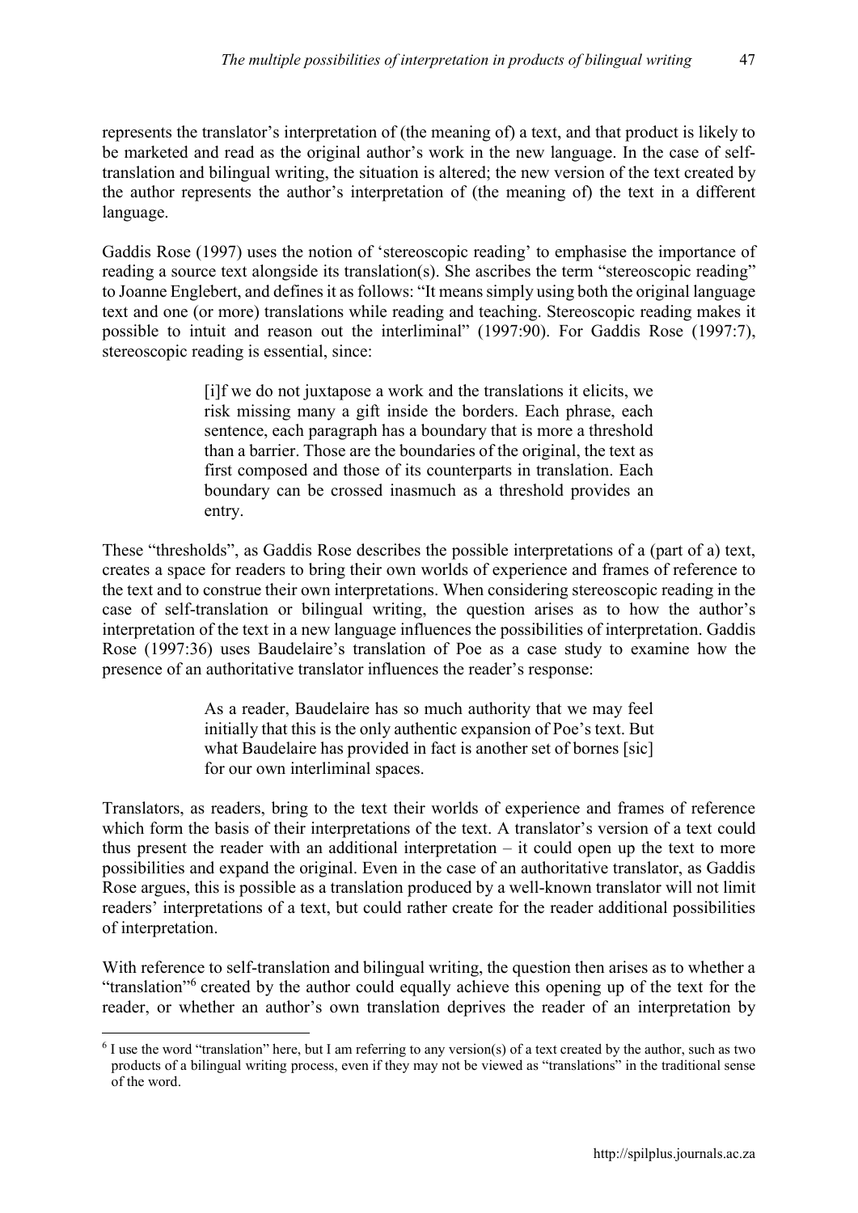represents the translator's interpretation of (the meaning of) a text, and that product is likely to be marketed and read as the original author's work in the new language. In the case of self-translation and bilingual writing, the situation is altered; the new version of the text created by the author represents the author's interpretation of (the meaning of) the text in a different language.

Gaddis Rose (1997) uses the notion of 'stereoscopic reading' to emphasise the importance of reading a source text alongside its translation(s). She ascribes the term "stereoscopic reading" to Joanne Englebert, and defines it as follows: "It means simply using both the original language text and one (or more) translations while reading and teaching. Stereoscopic reading makes it possible to intuit and reason out the interliminal" (1997:90). For Gaddis Rose (1997:7), stereoscopic reading is essential, since:

> [i]f we do not juxtapose a work and the translations it elicits, we risk missing many a gift inside the borders. Each phrase, each sentence, each paragraph has a boundary that is more a threshold than a barrier. Those are the boundaries of the original, the text as first composed and those of its counterparts in translation. Each boundary can be crossed inasmuch as a threshold provides an entry.

These "thresholds", as Gaddis Rose describes the possible interpretations of a (part of a) text, creates a space for readers to bring their own worlds of experience and frames of reference to the text and to construe their own interpretations. When considering stereoscopic reading in the case of self-translation or bilingual writing, the question arises as to how the author's interpretation of the text in a new language influences the possibilities of interpretation. Gaddis Rose (1997:36) uses Baudelaire's translation of Poe as a case study to examine how the presence of an authoritative translator influences the reader's response:

> As a reader, Baudelaire has so much authority that we may feel initially that this is the only authentic expansion of Poe's text. But what Baudelaire has provided in fact is another set of bornes [sic] for our own interliminal spaces.

Translators, as readers, bring to the text their worlds of experience and frames of reference which form the basis of their interpretations of the text. A translator's version of a text could thus present the reader with an additional interpretation – it could open up the text to more possibilities and expand the original. Even in the case of an authoritative translator, as Gaddis Rose argues, this is possible as a translation produced by a well-known translator will not limit readers' interpretations of a text, but could rather create for the reader additional possibilities of interpretation.

With reference to self-translation and bilingual writing, the question then arises as to whether a "translation"[6] created by the author could equally achieve this opening up of the text for the reader, or whether an author's own translation deprives the reader of an interpretation by

[6] I use the word "translation" here, but I am referring to any version(s) of a text created by the author, such as two products of a bilingual writing process, even if they may not be viewed as "translations" in the traditional sense of the word.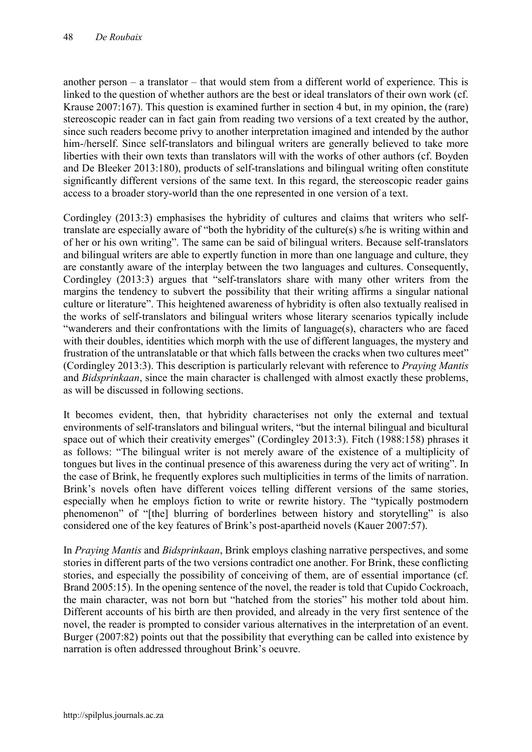another person – a translator – that would stem from a different world of experience. This is linked to the question of whether authors are the best or ideal translators of their own work (cf. Krause 2007:167). This question is examined further in section 4 but, in my opinion, the (rare) stereoscopic reader can in fact gain from reading two versions of a text created by the author, since such readers become privy to another interpretation imagined and intended by the author him-/herself. Since self-translators and bilingual writers are generally believed to take more liberties with their own texts than translators will with the works of other authors (cf. Boyden and De Bleeker 2013:180), products of self-translations and bilingual writing often constitute significantly different versions of the same text. In this regard, the stereoscopic reader gains access to a broader story-world than the one represented in one version of a text.

Cordingley (2013:3) emphasises the hybridity of cultures and claims that writers who self-translate are especially aware of "both the hybridity of the culture(s) s/he is writing within and of her or his own writing". The same can be said of bilingual writers. Because self-translators and bilingual writers are able to expertly function in more than one language and culture, they are constantly aware of the interplay between the two languages and cultures. Consequently, Cordingley (2013:3) argues that "self-translators share with many other writers from the margins the tendency to subvert the possibility that their writing affirms a singular national culture or literature". This heightened awareness of hybridity is often also textually realised in the works of self-translators and bilingual writers whose literary scenarios typically include "wanderers and their confrontations with the limits of language(s), characters who are faced with their doubles, identities which morph with the use of different languages, the mystery and frustration of the untranslatable or that which falls between the cracks when two cultures meet" (Cordingley 2013:3). This description is particularly relevant with reference to *Praying Mantis* and *Bidsprinkaan*, since the main character is challenged with almost exactly these problems, as will be discussed in following sections.

It becomes evident, then, that hybridity characterises not only the external and textual environments of self-translators and bilingual writers, "but the internal bilingual and bicultural space out of which their creativity emerges" (Cordingley 2013:3). Fitch (1988:158) phrases it as follows: "The bilingual writer is not merely aware of the existence of a multiplicity of tongues but lives in the continual presence of this awareness during the very act of writing". In the case of Brink, he frequently explores such multiplicities in terms of the limits of narration. Brink's novels often have different voices telling different versions of the same stories, especially when he employs fiction to write or rewrite history. The "typically postmodern phenomenon" of "[the] blurring of borderlines between history and storytelling" is also considered one of the key features of Brink's post-apartheid novels (Kauer 2007:57).

In *Praying Mantis* and *Bidsprinkaan*, Brink employs clashing narrative perspectives, and some stories in different parts of the two versions contradict one another. For Brink, these conflicting stories, and especially the possibility of conceiving of them, are of essential importance (cf. Brand 2005:15). In the opening sentence of the novel, the reader is told that Cupido Cockroach, the main character, was not born but "hatched from the stories" his mother told about him. Different accounts of his birth are then provided, and already in the very first sentence of the novel, the reader is prompted to consider various alternatives in the interpretation of an event. Burger (2007:82) points out that the possibility that everything can be called into existence by narration is often addressed throughout Brink's oeuvre.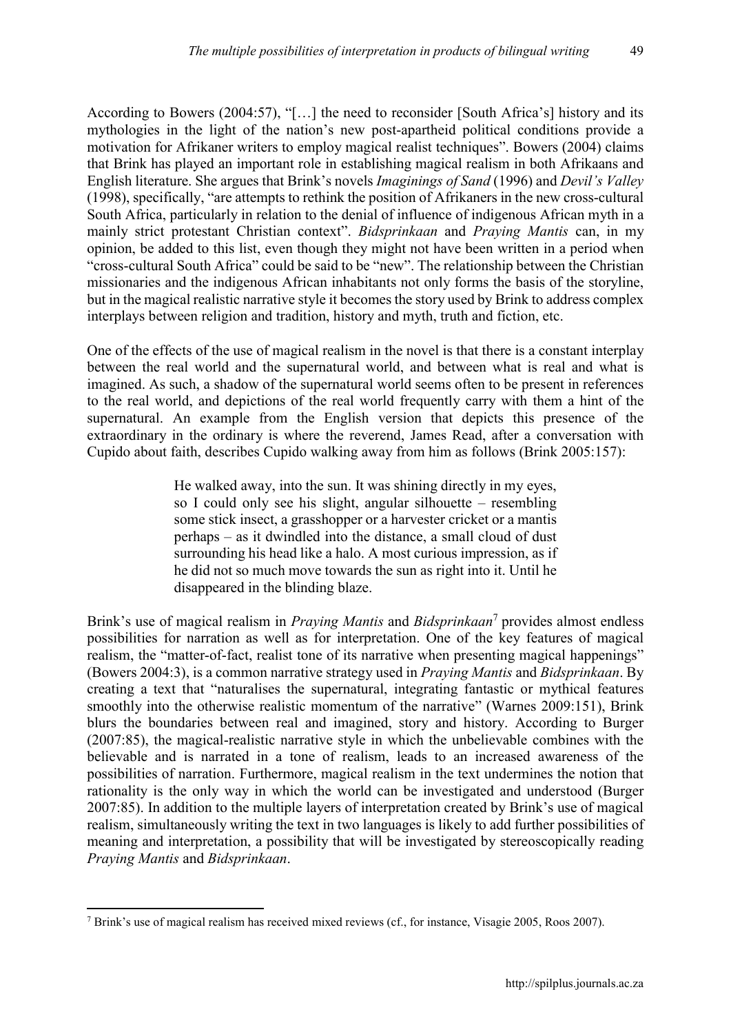According to Bowers (2004:57), "[…] the need to reconsider [South Africa's] history and its mythologies in the light of the nation's new post-apartheid political conditions provide a motivation for Afrikaner writers to employ magical realist techniques". Bowers (2004) claims that Brink has played an important role in establishing magical realism in both Afrikaans and English literature. She argues that Brink's novels *Imaginings of Sand* (1996) and *Devil's Valley* (1998), specifically, "are attempts to rethink the position of Afrikaners in the new cross-cultural South Africa, particularly in relation to the denial of influence of indigenous African myth in a mainly strict protestant Christian context". *Bidsprinkaan* and *Praying Mantis* can, in my opinion, be added to this list, even though they might not have been written in a period when "cross-cultural South Africa" could be said to be "new". The relationship between the Christian missionaries and the indigenous African inhabitants not only forms the basis of the storyline, but in the magical realistic narrative style it becomes the story used by Brink to address complex interplays between religion and tradition, history and myth, truth and fiction, etc.

One of the effects of the use of magical realism in the novel is that there is a constant interplay between the real world and the supernatural world, and between what is real and what is imagined. As such, a shadow of the supernatural world seems often to be present in references to the real world, and depictions of the real world frequently carry with them a hint of the supernatural. An example from the English version that depicts this presence of the extraordinary in the ordinary is where the reverend, James Read, after a conversation with Cupido about faith, describes Cupido walking away from him as follows (Brink 2005:157):

> He walked away, into the sun. It was shining directly in my eyes, so I could only see his slight, angular silhouette – resembling some stick insect, a grasshopper or a harvester cricket or a mantis perhaps – as it dwindled into the distance, a small cloud of dust surrounding his head like a halo. A most curious impression, as if he did not so much move towards the sun as right into it. Until he disappeared in the blinding blaze.

Brink's use of magical realism in *Praying Mantis* and *Bidsprinkaan*[7] provides almost endless possibilities for narration as well as for interpretation. One of the key features of magical realism, the "matter-of-fact, realist tone of its narrative when presenting magical happenings" (Bowers 2004:3), is a common narrative strategy used in *Praying Mantis* and *Bidsprinkaan*. By creating a text that "naturalises the supernatural, integrating fantastic or mythical features smoothly into the otherwise realistic momentum of the narrative" (Warnes 2009:151), Brink blurs the boundaries between real and imagined, story and history. According to Burger (2007:85), the magical-realistic narrative style in which the unbelievable combines with the believable and is narrated in a tone of realism, leads to an increased awareness of the possibilities of narration. Furthermore, magical realism in the text undermines the notion that rationality is the only way in which the world can be investigated and understood (Burger 2007:85). In addition to the multiple layers of interpretation created by Brink's use of magical realism, simultaneously writing the text in two languages is likely to add further possibilities of meaning and interpretation, a possibility that will be investigated by stereoscopically reading *Praying Mantis* and *Bidsprinkaan*.

[7] Brink's use of magical realism has received mixed reviews (cf., for instance, Visagie 2005, Roos 2007).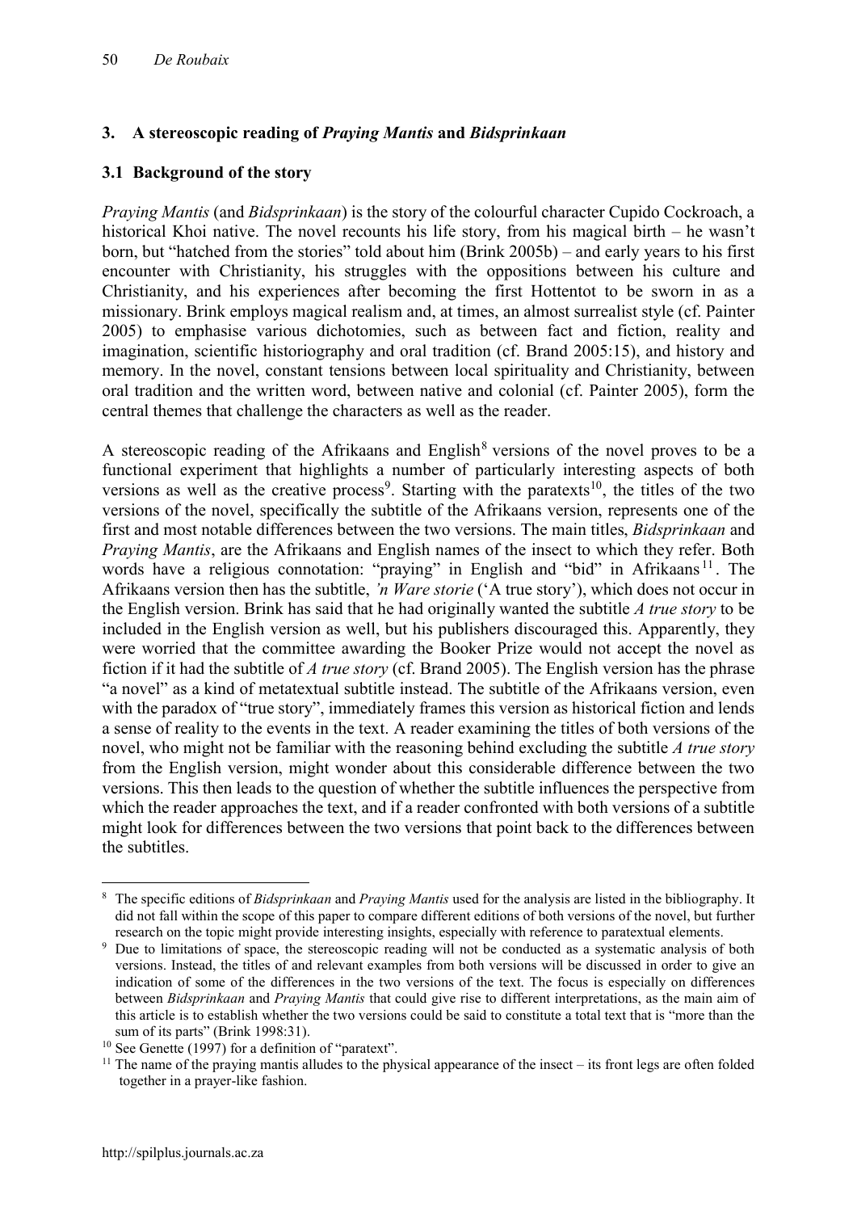## 3. A stereoscopic reading of *Praying Mantis* and *Bidsprinkaan*

### 3.1 Background of the story

*Praying Mantis* (and *Bidsprinkaan*) is the story of the colourful character Cupido Cockroach, a historical Khoi native. The novel recounts his life story, from his magical birth – he wasn't born, but "hatched from the stories" told about him (Brink 2005b) – and early years to his first encounter with Christianity, his struggles with the oppositions between his culture and Christianity, and his experiences after becoming the first Hottentot to be sworn in as a missionary. Brink employs magical realism and, at times, an almost surrealist style (cf. Painter 2005) to emphasise various dichotomies, such as between fact and fiction, reality and imagination, scientific historiography and oral tradition (cf. Brand 2005:15), and history and memory. In the novel, constant tensions between local spirituality and Christianity, between oral tradition and the written word, between native and colonial (cf. Painter 2005), form the central themes that challenge the characters as well as the reader.

A stereoscopic reading of the Afrikaans and English[8] versions of the novel proves to be a functional experiment that highlights a number of particularly interesting aspects of both versions as well as the creative process[9]. Starting with the paratexts[10], the titles of the two versions of the novel, specifically the subtitle of the Afrikaans version, represents one of the first and most notable differences between the two versions. The main titles, *Bidsprinkaan* and *Praying Mantis*, are the Afrikaans and English names of the insect to which they refer. Both words have a religious connotation: "praying" in English and "bid" in Afrikaans[11]. The Afrikaans version then has the subtitle, *'n Ware storie* ('A true story'), which does not occur in the English version. Brink has said that he had originally wanted the subtitle *A true story* to be included in the English version as well, but his publishers discouraged this. Apparently, they were worried that the committee awarding the Booker Prize would not accept the novel as fiction if it had the subtitle of *A true story* (cf. Brand 2005). The English version has the phrase "a novel" as a kind of metatextual subtitle instead. The subtitle of the Afrikaans version, even with the paradox of "true story", immediately frames this version as historical fiction and lends a sense of reality to the events in the text. A reader examining the titles of both versions of the novel, who might not be familiar with the reasoning behind excluding the subtitle *A true story* from the English version, might wonder about this considerable difference between the two versions. This then leads to the question of whether the subtitle influences the perspective from which the reader approaches the text, and if a reader confronted with both versions of a subtitle might look for differences between the two versions that point back to the differences between the subtitles.

---

[8] The specific editions of *Bidsprinkaan* and *Praying Mantis* used for the analysis are listed in the bibliography. It did not fall within the scope of this paper to compare different editions of both versions of the novel, but further research on the topic might provide interesting insights, especially with reference to paratextual elements.

[9] Due to limitations of space, the stereoscopic reading will not be conducted as a systematic analysis of both versions. Instead, the titles of and relevant examples from both versions will be discussed in order to give an indication of some of the differences in the two versions of the text. The focus is especially on differences between *Bidsprinkaan* and *Praying Mantis* that could give rise to different interpretations, as the main aim of this article is to establish whether the two versions could be said to constitute a total text that is "more than the sum of its parts" (Brink 1998:31).

[10] See Genette (1997) for a definition of "paratext".

[11] The name of the praying mantis alludes to the physical appearance of the insect – its front legs are often folded together in a prayer-like fashion.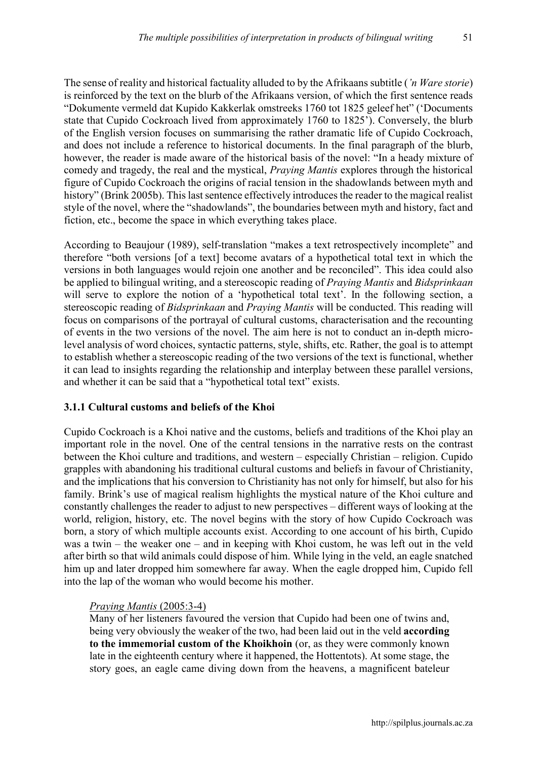The sense of reality and historical factuality alluded to by the Afrikaans subtitle (*'n Ware storie*) is reinforced by the text on the blurb of the Afrikaans version, of which the first sentence reads "Dokumente vermeld dat Kupido Kakkerlak omstreeks 1760 tot 1825 geleef het" ('Documents state that Cupido Cockroach lived from approximately 1760 to 1825'). Conversely, the blurb of the English version focuses on summarising the rather dramatic life of Cupido Cockroach, and does not include a reference to historical documents. In the final paragraph of the blurb, however, the reader is made aware of the historical basis of the novel: "In a heady mixture of comedy and tragedy, the real and the mystical, *Praying Mantis* explores through the historical figure of Cupido Cockroach the origins of racial tension in the shadowlands between myth and history" (Brink 2005b). This last sentence effectively introduces the reader to the magical realist style of the novel, where the "shadowlands", the boundaries between myth and history, fact and fiction, etc., become the space in which everything takes place.

According to Beaujour (1989), self-translation "makes a text retrospectively incomplete" and therefore "both versions [of a text] become avatars of a hypothetical total text in which the versions in both languages would rejoin one another and be reconciled". This idea could also be applied to bilingual writing, and a stereoscopic reading of *Praying Mantis* and *Bidsprinkaan* will serve to explore the notion of a 'hypothetical total text'. In the following section, a stereoscopic reading of *Bidsprinkaan* and *Praying Mantis* will be conducted. This reading will focus on comparisons of the portrayal of cultural customs, characterisation and the recounting of events in the two versions of the novel. The aim here is not to conduct an in-depth micro-level analysis of word choices, syntactic patterns, style, shifts, etc. Rather, the goal is to attempt to establish whether a stereoscopic reading of the two versions of the text is functional, whether it can lead to insights regarding the relationship and interplay between these parallel versions, and whether it can be said that a "hypothetical total text" exists.

### 3.1.1 Cultural customs and beliefs of the Khoi

Cupido Cockroach is a Khoi native and the customs, beliefs and traditions of the Khoi play an important role in the novel. One of the central tensions in the narrative rests on the contrast between the Khoi culture and traditions, and western – especially Christian – religion. Cupido grapples with abandoning his traditional cultural customs and beliefs in favour of Christianity, and the implications that his conversion to Christianity has not only for himself, but also for his family. Brink's use of magical realism highlights the mystical nature of the Khoi culture and constantly challenges the reader to adjust to new perspectives – different ways of looking at the world, religion, history, etc. The novel begins with the story of how Cupido Cockroach was born, a story of which multiple accounts exist. According to one account of his birth, Cupido was a twin – the weaker one – and in keeping with Khoi custom, he was left out in the veld after birth so that wild animals could dispose of him. While lying in the veld, an eagle snatched him up and later dropped him somewhere far away. When the eagle dropped him, Cupido fell into the lap of the woman who would become his mother.

> <u>*Praying Mantis* (2005:3-4)</u>
>
> Many of her listeners favoured the version that Cupido had been one of twins and, being very obviously the weaker of the two, had been laid out in the veld **according to the immemorial custom of the Khoikhoin** (or, as they were commonly known late in the eighteenth century where it happened, the Hottentots). At some stage, the story goes, an eagle came diving down from the heavens, a magnificent bateleur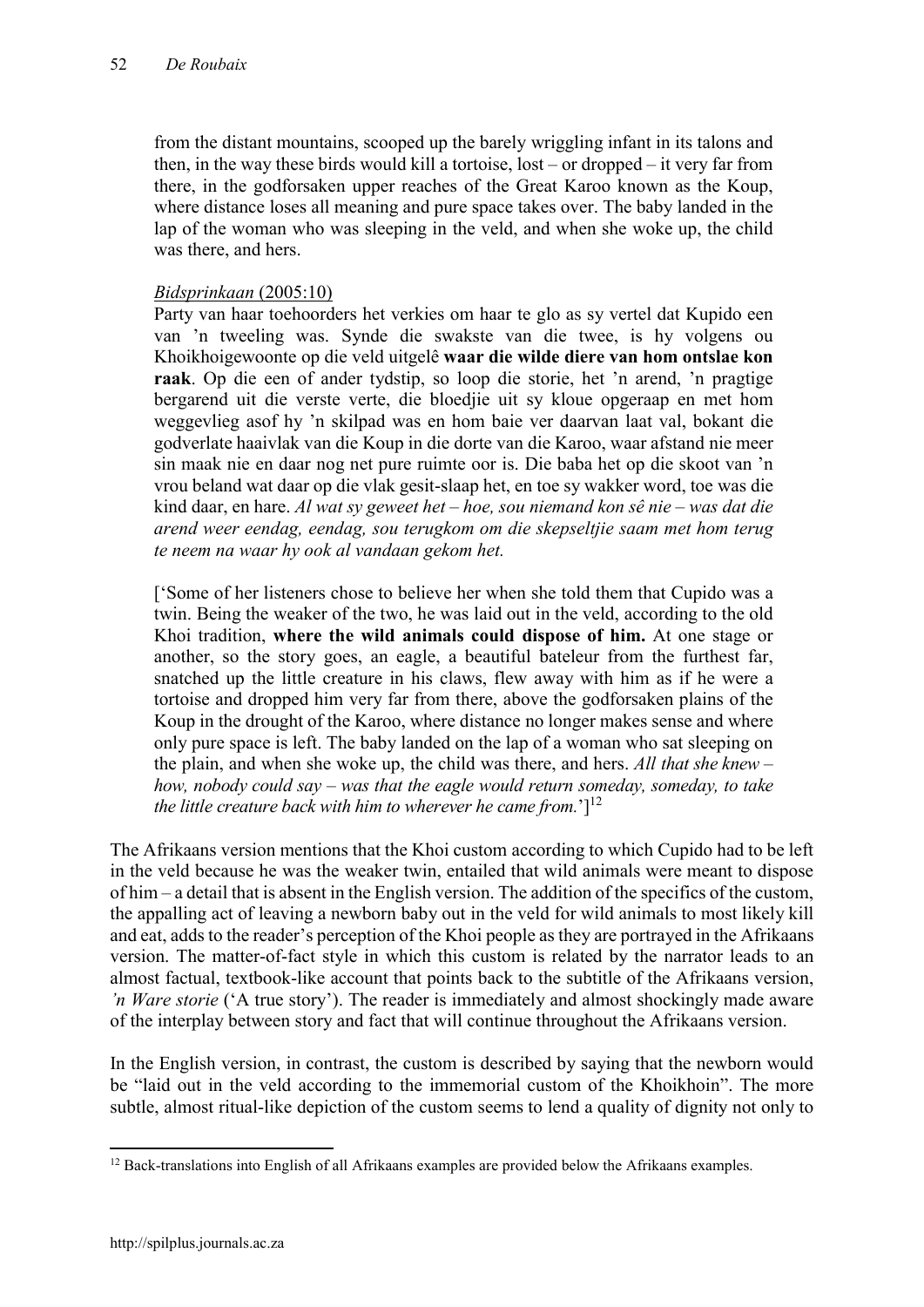from the distant mountains, scooped up the barely wriggling infant in its talons and then, in the way these birds would kill a tortoise, lost – or dropped – it very far from there, in the godforsaken upper reaches of the Great Karoo known as the Koup, where distance loses all meaning and pure space takes over. The baby landed in the lap of the woman who was sleeping in the veld, and when she woke up, the child was there, and hers.

<u>*Bidsprinkaan*</u> <u>(2005:10)</u>

Party van haar toehoorders het verkies om haar te glo as sy vertel dat Kupido een van 'n tweeling was. Synde die swakste van die twee, is hy volgens ou Khoikhoigewoonte op die veld uitgelê **waar die wilde diere van hom ontslae kon raak**. Op die een of ander tydstip, so loop die storie, het 'n arend, 'n pragtige bergarend uit die verste verte, die bloedjie uit sy kloue opgeraap en met hom weggevlieg asof hy 'n skilpad was en hom baie ver daarvan laat val, bokant die godverlate haaivlak van die Koup in die dorte van die Karoo, waar afstand nie meer sin maak nie en daar nog net pure ruimte oor is. Die baba het op die skoot van 'n vrou beland wat daar op die vlak gesit-slaap het, en toe sy wakker word, toe was die kind daar, en hare. *Al wat sy geweet het – hoe, sou niemand kon sê nie – was dat die arend weer eendag, eendag, sou terugkom om die skepseltjie saam met hom terug te neem na waar hy ook al vandaan gekom het.*

['Some of her listeners chose to believe her when she told them that Cupido was a twin. Being the weaker of the two, he was laid out in the veld, according to the old Khoi tradition, **where the wild animals could dispose of him.** At one stage or another, so the story goes, an eagle, a beautiful bateleur from the furthest far, snatched up the little creature in his claws, flew away with him as if he were a tortoise and dropped him very far from there, above the godforsaken plains of the Koup in the drought of the Karoo, where distance no longer makes sense and where only pure space is left. The baby landed on the lap of a woman who sat sleeping on the plain, and when she woke up, the child was there, and hers. *All that she knew – how, nobody could say – was that the eagle would return someday, someday, to take the little creature back with him to wherever he came from.*'][12]

The Afrikaans version mentions that the Khoi custom according to which Cupido had to be left in the veld because he was the weaker twin, entailed that wild animals were meant to dispose of him – a detail that is absent in the English version. The addition of the specifics of the custom, the appalling act of leaving a newborn baby out in the veld for wild animals to most likely kill and eat, adds to the reader's perception of the Khoi people as they are portrayed in the Afrikaans version. The matter-of-fact style in which this custom is related by the narrator leads to an almost factual, textbook-like account that points back to the subtitle of the Afrikaans version, *'n Ware storie* ('A true story'). The reader is immediately and almost shockingly made aware of the interplay between story and fact that will continue throughout the Afrikaans version.

In the English version, in contrast, the custom is described by saying that the newborn would be "laid out in the veld according to the immemorial custom of the Khoikhoin". The more subtle, almost ritual-like depiction of the custom seems to lend a quality of dignity not only to

[12] Back-translations into English of all Afrikaans examples are provided below the Afrikaans examples.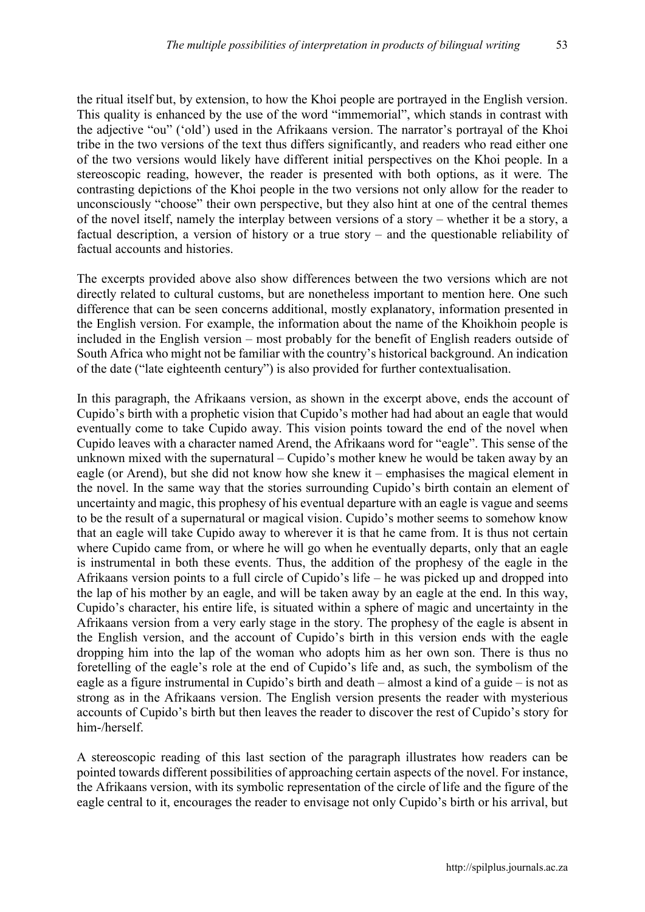the ritual itself but, by extension, to how the Khoi people are portrayed in the English version. This quality is enhanced by the use of the word "immemorial", which stands in contrast with the adjective "ou" ('old') used in the Afrikaans version. The narrator's portrayal of the Khoi tribe in the two versions of the text thus differs significantly, and readers who read either one of the two versions would likely have different initial perspectives on the Khoi people. In a stereoscopic reading, however, the reader is presented with both options, as it were. The contrasting depictions of the Khoi people in the two versions not only allow for the reader to unconsciously "choose" their own perspective, but they also hint at one of the central themes of the novel itself, namely the interplay between versions of a story – whether it be a story, a factual description, a version of history or a true story – and the questionable reliability of factual accounts and histories.

The excerpts provided above also show differences between the two versions which are not directly related to cultural customs, but are nonetheless important to mention here. One such difference that can be seen concerns additional, mostly explanatory, information presented in the English version. For example, the information about the name of the Khoikhoin people is included in the English version – most probably for the benefit of English readers outside of South Africa who might not be familiar with the country's historical background. An indication of the date ("late eighteenth century") is also provided for further contextualisation.

In this paragraph, the Afrikaans version, as shown in the excerpt above, ends the account of Cupido's birth with a prophetic vision that Cupido's mother had had about an eagle that would eventually come to take Cupido away. This vision points toward the end of the novel when Cupido leaves with a character named Arend, the Afrikaans word for "eagle". This sense of the unknown mixed with the supernatural – Cupido's mother knew he would be taken away by an eagle (or Arend), but she did not know how she knew it – emphasises the magical element in the novel. In the same way that the stories surrounding Cupido's birth contain an element of uncertainty and magic, this prophesy of his eventual departure with an eagle is vague and seems to be the result of a supernatural or magical vision. Cupido's mother seems to somehow know that an eagle will take Cupido away to wherever it is that he came from. It is thus not certain where Cupido came from, or where he will go when he eventually departs, only that an eagle is instrumental in both these events. Thus, the addition of the prophesy of the eagle in the Afrikaans version points to a full circle of Cupido's life – he was picked up and dropped into the lap of his mother by an eagle, and will be taken away by an eagle at the end. In this way, Cupido's character, his entire life, is situated within a sphere of magic and uncertainty in the Afrikaans version from a very early stage in the story. The prophesy of the eagle is absent in the English version, and the account of Cupido's birth in this version ends with the eagle dropping him into the lap of the woman who adopts him as her own son. There is thus no foretelling of the eagle's role at the end of Cupido's life and, as such, the symbolism of the eagle as a figure instrumental in Cupido's birth and death – almost a kind of a guide – is not as strong as in the Afrikaans version. The English version presents the reader with mysterious accounts of Cupido's birth but then leaves the reader to discover the rest of Cupido's story for him-/herself.

A stereoscopic reading of this last section of the paragraph illustrates how readers can be pointed towards different possibilities of approaching certain aspects of the novel. For instance, the Afrikaans version, with its symbolic representation of the circle of life and the figure of the eagle central to it, encourages the reader to envisage not only Cupido's birth or his arrival, but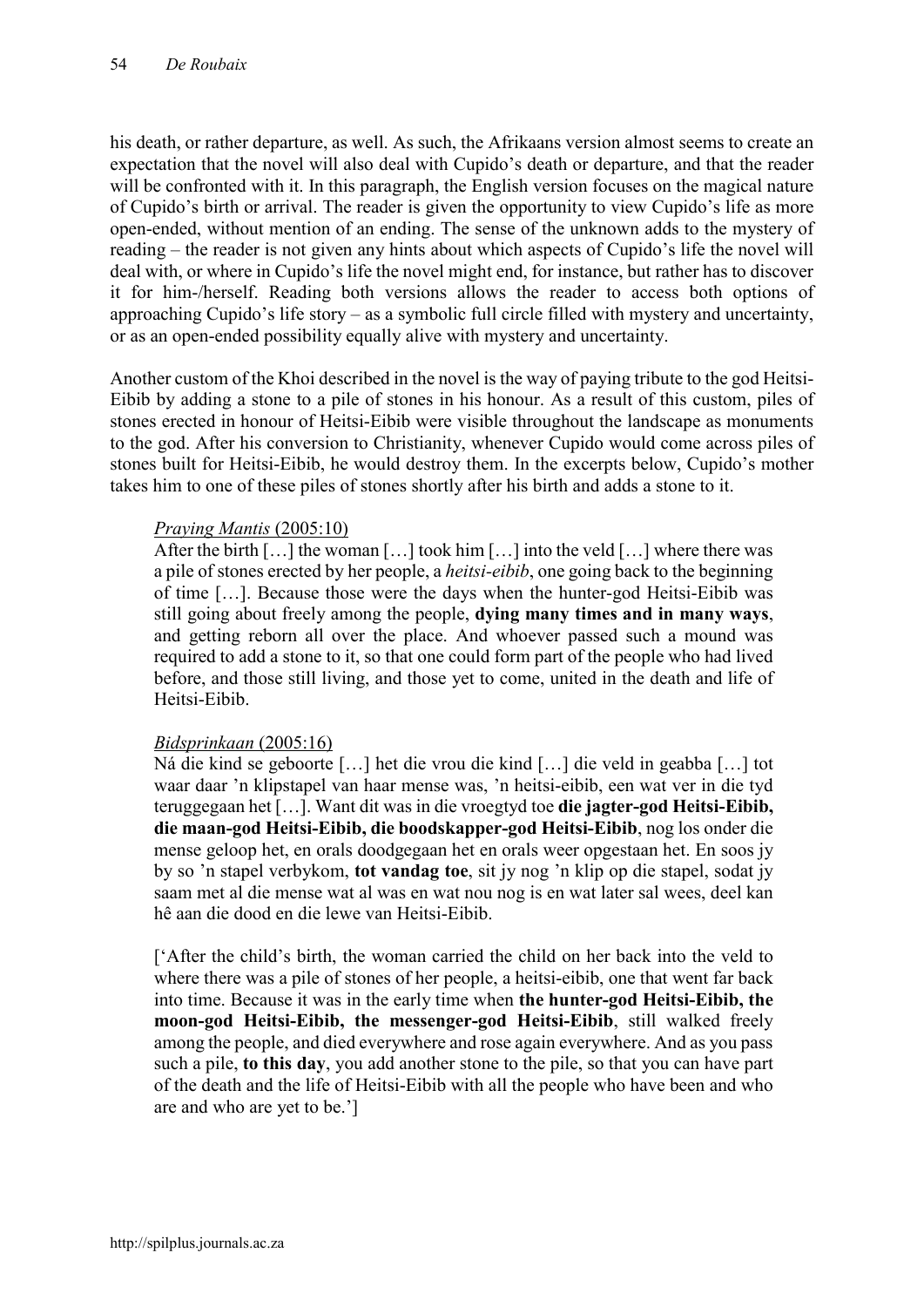his death, or rather departure, as well. As such, the Afrikaans version almost seems to create an expectation that the novel will also deal with Cupido's death or departure, and that the reader will be confronted with it. In this paragraph, the English version focuses on the magical nature of Cupido's birth or arrival. The reader is given the opportunity to view Cupido's life as more open-ended, without mention of an ending. The sense of the unknown adds to the mystery of reading – the reader is not given any hints about which aspects of Cupido's life the novel will deal with, or where in Cupido's life the novel might end, for instance, but rather has to discover it for him-/herself. Reading both versions allows the reader to access both options of approaching Cupido's life story – as a symbolic full circle filled with mystery and uncertainty, or as an open-ended possibility equally alive with mystery and uncertainty.

Another custom of the Khoi described in the novel is the way of paying tribute to the god Heitsi-Eibib by adding a stone to a pile of stones in his honour. As a result of this custom, piles of stones erected in honour of Heitsi-Eibib were visible throughout the landscape as monuments to the god. After his conversion to Christianity, whenever Cupido would come across piles of stones built for Heitsi-Eibib, he would destroy them. In the excerpts below, Cupido's mother takes him to one of these piles of stones shortly after his birth and adds a stone to it.

> <u>*Praying Mantis* (2005:10)</u>
>
> After the birth […] the woman […] took him […] into the veld […] where there was a pile of stones erected by her people, a *heitsi-eibib*, one going back to the beginning of time […]. Because those were the days when the hunter-god Heitsi-Eibib was still going about freely among the people, **dying many times and in many ways**, and getting reborn all over the place. And whoever passed such a mound was required to add a stone to it, so that one could form part of the people who had lived before, and those still living, and those yet to come, united in the death and life of Heitsi-Eibib.
>
> <u>*Bidsprinkaan* (2005:16)</u>
>
> Ná die kind se geboorte […] het die vrou die kind […] die veld in geabba […] tot waar daar 'n klipstapel van haar mense was, 'n heitsi-eibib, een wat ver in die tyd teruggegaan het […]. Want dit was in die vroegtyd toe **die jagter-god Heitsi-Eibib, die maan-god Heitsi-Eibib, die boodskapper-god Heitsi-Eibib**, nog los onder die mense geloop het, en orals doodgegaan het en orals weer opgestaan het. En soos jy by so 'n stapel verbykom, **tot vandag toe**, sit jy nog 'n klip op die stapel, sodat jy saam met al die mense wat al was en wat nou nog is en wat later sal wees, deel kan hê aan die dood en die lewe van Heitsi-Eibib.
>
> ['After the child's birth, the woman carried the child on her back into the veld to where there was a pile of stones of her people, a heitsi-eibib, one that went far back into time. Because it was in the early time when **the hunter-god Heitsi-Eibib, the moon-god Heitsi-Eibib, the messenger-god Heitsi-Eibib**, still walked freely among the people, and died everywhere and rose again everywhere. And as you pass such a pile, **to this day**, you add another stone to the pile, so that you can have part of the death and the life of Heitsi-Eibib with all the people who have been and who are and who are yet to be.']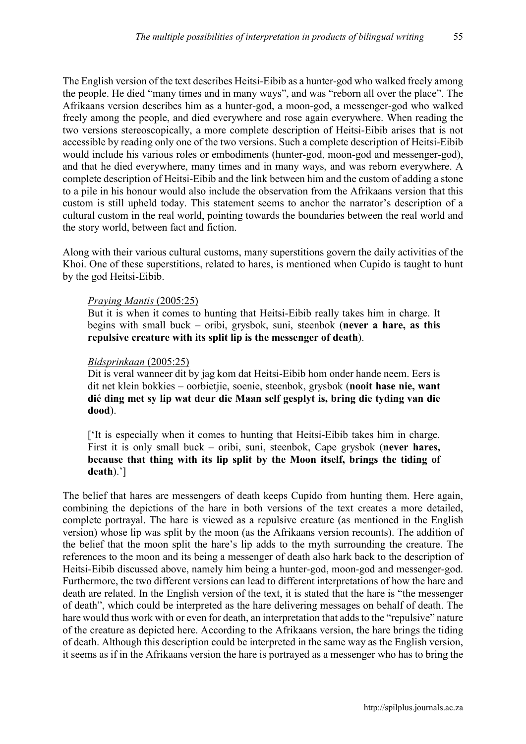The English version of the text describes Heitsi-Eibib as a hunter-god who walked freely among the people. He died "many times and in many ways", and was "reborn all over the place". The Afrikaans version describes him as a hunter-god, a moon-god, a messenger-god who walked freely among the people, and died everywhere and rose again everywhere. When reading the two versions stereoscopically, a more complete description of Heitsi-Eibib arises that is not accessible by reading only one of the two versions. Such a complete description of Heitsi-Eibib would include his various roles or embodiments (hunter-god, moon-god and messenger-god), and that he died everywhere, many times and in many ways, and was reborn everywhere. A complete description of Heitsi-Eibib and the link between him and the custom of adding a stone to a pile in his honour would also include the observation from the Afrikaans version that this custom is still upheld today. This statement seems to anchor the narrator's description of a cultural custom in the real world, pointing towards the boundaries between the real world and the story world, between fact and fiction.

Along with their various cultural customs, many superstitions govern the daily activities of the Khoi. One of these superstitions, related to hares, is mentioned when Cupido is taught to hunt by the god Heitsi-Eibib.

> *Praying Mantis* (2005:25)
>
> But it is when it comes to hunting that Heitsi-Eibib really takes him in charge. It begins with small buck – oribi, grysbok, suni, steenbok (**never a hare, as this repulsive creature with its split lip is the messenger of death**).
>
> *Bidsprinkaan* (2005:25)
>
> Dit is veral wanneer dit by jag kom dat Heitsi-Eibib hom onder hande neem. Eers is dit net klein bokkies – oorbietjie, soenie, steenbok, grysbok (**nooit hase nie, want dié ding met sy lip wat deur die Maan self gesplyt is, bring die tyding van die dood**).
>
> ['It is especially when it comes to hunting that Heitsi-Eibib takes him in charge. First it is only small buck – oribi, suni, steenbok, Cape grysbok (**never hares, because that thing with its lip split by the Moon itself, brings the tiding of death**).']

The belief that hares are messengers of death keeps Cupido from hunting them. Here again, combining the depictions of the hare in both versions of the text creates a more detailed, complete portrayal. The hare is viewed as a repulsive creature (as mentioned in the English version) whose lip was split by the moon (as the Afrikaans version recounts). The addition of the belief that the moon split the hare's lip adds to the myth surrounding the creature. The references to the moon and its being a messenger of death also hark back to the description of Heitsi-Eibib discussed above, namely him being a hunter-god, moon-god and messenger-god. Furthermore, the two different versions can lead to different interpretations of how the hare and death are related. In the English version of the text, it is stated that the hare is "the messenger of death", which could be interpreted as the hare delivering messages on behalf of death. The hare would thus work with or even for death, an interpretation that adds to the "repulsive" nature of the creature as depicted here. According to the Afrikaans version, the hare brings the tiding of death. Although this description could be interpreted in the same way as the English version, it seems as if in the Afrikaans version the hare is portrayed as a messenger who has to bring the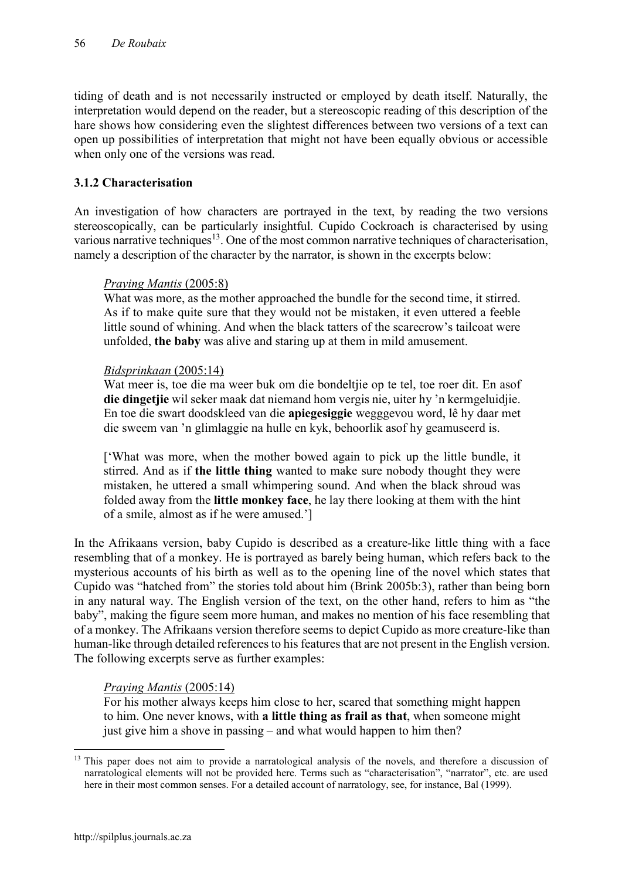tiding of death and is not necessarily instructed or employed by death itself. Naturally, the interpretation would depend on the reader, but a stereoscopic reading of this description of the hare shows how considering even the slightest differences between two versions of a text can open up possibilities of interpretation that might not have been equally obvious or accessible when only one of the versions was read.

### 3.1.2 Characterisation

An investigation of how characters are portrayed in the text, by reading the two versions stereoscopically, can be particularly insightful. Cupido Cockroach is characterised by using various narrative techniques[13]. One of the most common narrative techniques of characterisation, namely a description of the character by the narrator, is shown in the excerpts below:

> *Praying Mantis* (2005:8)
> What was more, as the mother approached the bundle for the second time, it stirred. As if to make quite sure that they would not be mistaken, it even uttered a feeble little sound of whining. And when the black tatters of the scarecrow's tailcoat were unfolded, **the baby** was alive and staring up at them in mild amusement.
>
> *Bidsprinkaan* (2005:14)
> Wat meer is, toe die ma weer buk om die bondeltjie op te tel, toe roer dit. En asof **die dingetjie** wil seker maak dat niemand hom vergis nie, uiter hy 'n kermgeluidjie. En toe die swart doodskleed van die **apiegesiggie** wegggevou word, lê hy daar met die sweem van 'n glimlaggie na hulle en kyk, behoorlik asof hy geamuseerd is.
>
> ['What was more, when the mother bowed again to pick up the little bundle, it stirred. And as if **the little thing** wanted to make sure nobody thought they were mistaken, he uttered a small whimpering sound. And when the black shroud was folded away from the **little monkey face**, he lay there looking at them with the hint of a smile, almost as if he were amused.']

In the Afrikaans version, baby Cupido is described as a creature-like little thing with a face resembling that of a monkey. He is portrayed as barely being human, which refers back to the mysterious accounts of his birth as well as to the opening line of the novel which states that Cupido was "hatched from" the stories told about him (Brink 2005b:3), rather than being born in any natural way. The English version of the text, on the other hand, refers to him as "the baby", making the figure seem more human, and makes no mention of his face resembling that of a monkey. The Afrikaans version therefore seems to depict Cupido as more creature-like than human-like through detailed references to his features that are not present in the English version. The following excerpts serve as further examples:

> *Praying Mantis* (2005:14)
> For his mother always keeps him close to her, scared that something might happen to him. One never knows, with **a little thing as frail as that**, when someone might just give him a shove in passing – and what would happen to him then?

[13] This paper does not aim to provide a narratological analysis of the novels, and therefore a discussion of narratological elements will not be provided here. Terms such as "characterisation", "narrator", etc. are used here in their most common senses. For a detailed account of narratology, see, for instance, Bal (1999).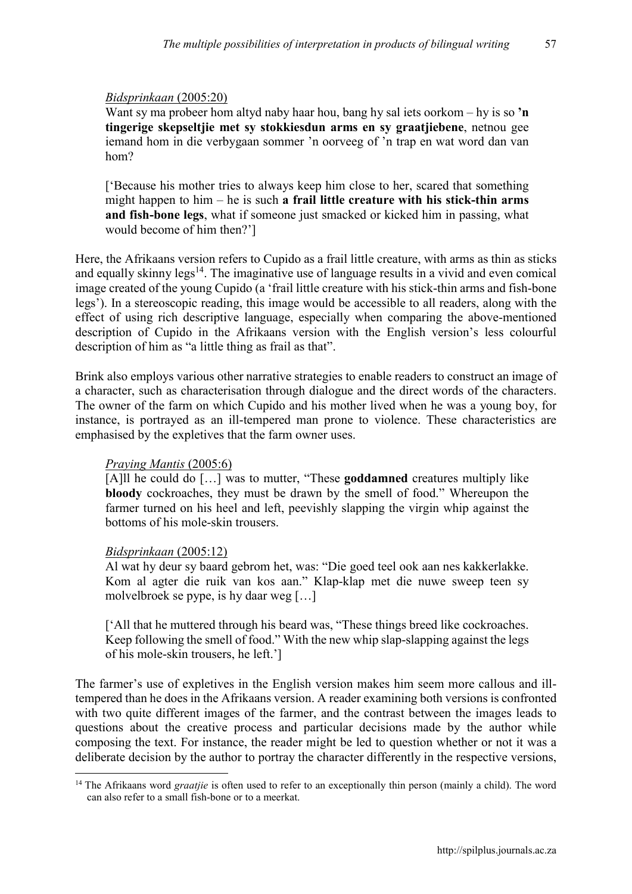*Bidsprinkaan* (2005:20)

Want sy ma probeer hom altyd naby haar hou, bang hy sal iets oorkom – hy is so **'n tingerige skepseltjie met sy stokkiesdun arms en sy graatjiebene**, netnou gee iemand hom in die verbygaan sommer 'n oorveeg of 'n trap en wat word dan van hom?

['Because his mother tries to always keep him close to her, scared that something might happen to him – he is such **a frail little creature with his stick-thin arms and fish-bone legs**, what if someone just smacked or kicked him in passing, what would become of him then?']

Here, the Afrikaans version refers to Cupido as a frail little creature, with arms as thin as sticks and equally skinny legs[14]. The imaginative use of language results in a vivid and even comical image created of the young Cupido (a 'frail little creature with his stick-thin arms and fish-bone legs'). In a stereoscopic reading, this image would be accessible to all readers, along with the effect of using rich descriptive language, especially when comparing the above-mentioned description of Cupido in the Afrikaans version with the English version's less colourful description of him as "a little thing as frail as that".

Brink also employs various other narrative strategies to enable readers to construct an image of a character, such as characterisation through dialogue and the direct words of the characters. The owner of the farm on which Cupido and his mother lived when he was a young boy, for instance, is portrayed as an ill-tempered man prone to violence. These characteristics are emphasised by the expletives that the farm owner uses.

*Praying Mantis* (2005:6)

[A]ll he could do […] was to mutter, "These **goddamned** creatures multiply like **bloody** cockroaches, they must be drawn by the smell of food." Whereupon the farmer turned on his heel and left, peevishly slapping the virgin whip against the bottoms of his mole-skin trousers.

*Bidsprinkaan* (2005:12)

Al wat hy deur sy baard gebrom het, was: "Die goed teel ook aan nes kakkerlakke. Kom al agter die ruik van kos aan." Klap-klap met die nuwe sweep teen sy molvelbroek se pype, is hy daar weg […]

['All that he muttered through his beard was, "These things breed like cockroaches. Keep following the smell of food." With the new whip slap-slapping against the legs of his mole-skin trousers, he left.']

The farmer's use of expletives in the English version makes him seem more callous and ill-tempered than he does in the Afrikaans version. A reader examining both versions is confronted with two quite different images of the farmer, and the contrast between the images leads to questions about the creative process and particular decisions made by the author while composing the text. For instance, the reader might be led to question whether or not it was a deliberate decision by the author to portray the character differently in the respective versions,

[14] The Afrikaans word *graatjie* is often used to refer to an exceptionally thin person (mainly a child). The word can also refer to a small fish-bone or to a meerkat.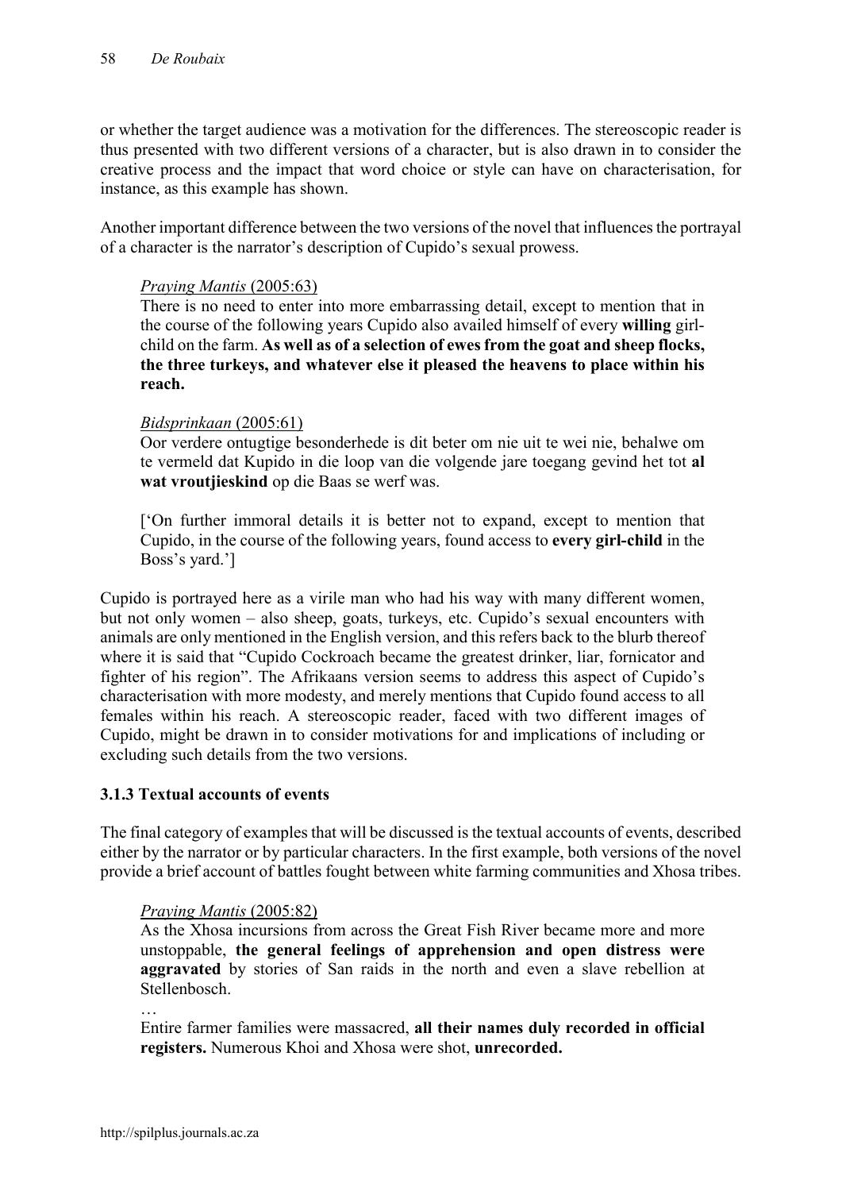or whether the target audience was a motivation for the differences. The stereoscopic reader is thus presented with two different versions of a character, but is also drawn in to consider the creative process and the impact that word choice or style can have on characterisation, for instance, as this example has shown.

Another important difference between the two versions of the novel that influences the portrayal of a character is the narrator's description of Cupido's sexual prowess.

> *Praying Mantis* (2005:63)
> There is no need to enter into more embarrassing detail, except to mention that in the course of the following years Cupido also availed himself of every **willing** girl-child on the farm. **As well as of a selection of ewes from the goat and sheep flocks, the three turkeys, and whatever else it pleased the heavens to place within his reach.**
>
> *Bidsprinkaan* (2005:61)
> Oor verdere ontugtige besonderhede is dit beter om nie uit te wei nie, behalwe om te vermeld dat Kupido in die loop van die volgende jare toegang gevind het tot **al wat vroutjieskind** op die Baas se werf was.
>
> ['On further immoral details it is better not to expand, except to mention that Cupido, in the course of the following years, found access to **every girl-child** in the Boss's yard.']

Cupido is portrayed here as a virile man who had his way with many different women, but not only women – also sheep, goats, turkeys, etc. Cupido's sexual encounters with animals are only mentioned in the English version, and this refers back to the blurb thereof where it is said that "Cupido Cockroach became the greatest drinker, liar, fornicator and fighter of his region". The Afrikaans version seems to address this aspect of Cupido's characterisation with more modesty, and merely mentions that Cupido found access to all females within his reach. A stereoscopic reader, faced with two different images of Cupido, might be drawn in to consider motivations for and implications of including or excluding such details from the two versions.

### 3.1.3 Textual accounts of events

The final category of examples that will be discussed is the textual accounts of events, described either by the narrator or by particular characters. In the first example, both versions of the novel provide a brief account of battles fought between white farming communities and Xhosa tribes.

> *Praying Mantis* (2005:82)
> As the Xhosa incursions from across the Great Fish River became more and more unstoppable, **the general feelings of apprehension and open distress were aggravated** by stories of San raids in the north and even a slave rebellion at Stellenbosch.
>
> …
>
> Entire farmer families were massacred, **all their names duly recorded in official registers.** Numerous Khoi and Xhosa were shot, **unrecorded.**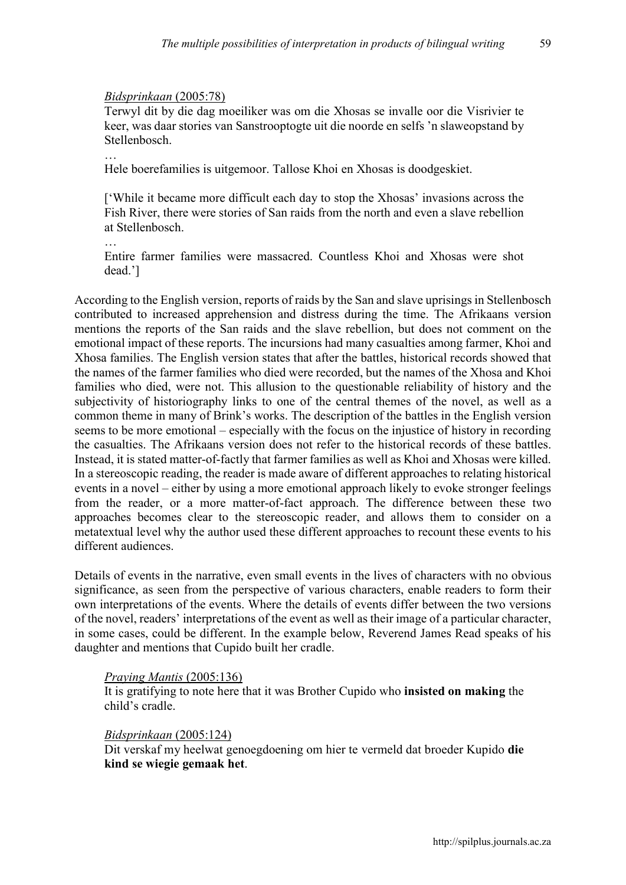*Bidsprinkaan* (2005:78)

Terwyl dit by die dag moeiliker was om die Xhosas se invalle oor die Visrivier te keer, was daar stories van Sanstrooptogte uit die noorde en selfs 'n slaweopstand by Stellenbosch.

…

Hele boerefamilies is uitgemoor. Tallose Khoi en Xhosas is doodgeskiet.

['While it became more difficult each day to stop the Xhosas' invasions across the Fish River, there were stories of San raids from the north and even a slave rebellion at Stellenbosch.

…

Entire farmer families were massacred. Countless Khoi and Xhosas were shot dead.']

According to the English version, reports of raids by the San and slave uprisings in Stellenbosch contributed to increased apprehension and distress during the time. The Afrikaans version mentions the reports of the San raids and the slave rebellion, but does not comment on the emotional impact of these reports. The incursions had many casualties among farmer, Khoi and Xhosa families. The English version states that after the battles, historical records showed that the names of the farmer families who died were recorded, but the names of the Xhosa and Khoi families who died, were not. This allusion to the questionable reliability of history and the subjectivity of historiography links to one of the central themes of the novel, as well as a common theme in many of Brink's works. The description of the battles in the English version seems to be more emotional – especially with the focus on the injustice of history in recording the casualties. The Afrikaans version does not refer to the historical records of these battles. Instead, it is stated matter-of-factly that farmer families as well as Khoi and Xhosas were killed. In a stereoscopic reading, the reader is made aware of different approaches to relating historical events in a novel – either by using a more emotional approach likely to evoke stronger feelings from the reader, or a more matter-of-fact approach. The difference between these two approaches becomes clear to the stereoscopic reader, and allows them to consider on a metatextual level why the author used these different approaches to recount these events to his different audiences.

Details of events in the narrative, even small events in the lives of characters with no obvious significance, as seen from the perspective of various characters, enable readers to form their own interpretations of the events. Where the details of events differ between the two versions of the novel, readers' interpretations of the event as well as their image of a particular character, in some cases, could be different. In the example below, Reverend James Read speaks of his daughter and mentions that Cupido built her cradle.

*Praying Mantis* (2005:136)

It is gratifying to note here that it was Brother Cupido who **insisted on making** the child's cradle.

*Bidsprinkaan* (2005:124)

Dit verskaf my heelwat genoegdoening om hier te vermeld dat broeder Kupido **die kind se wiegie gemaak het**.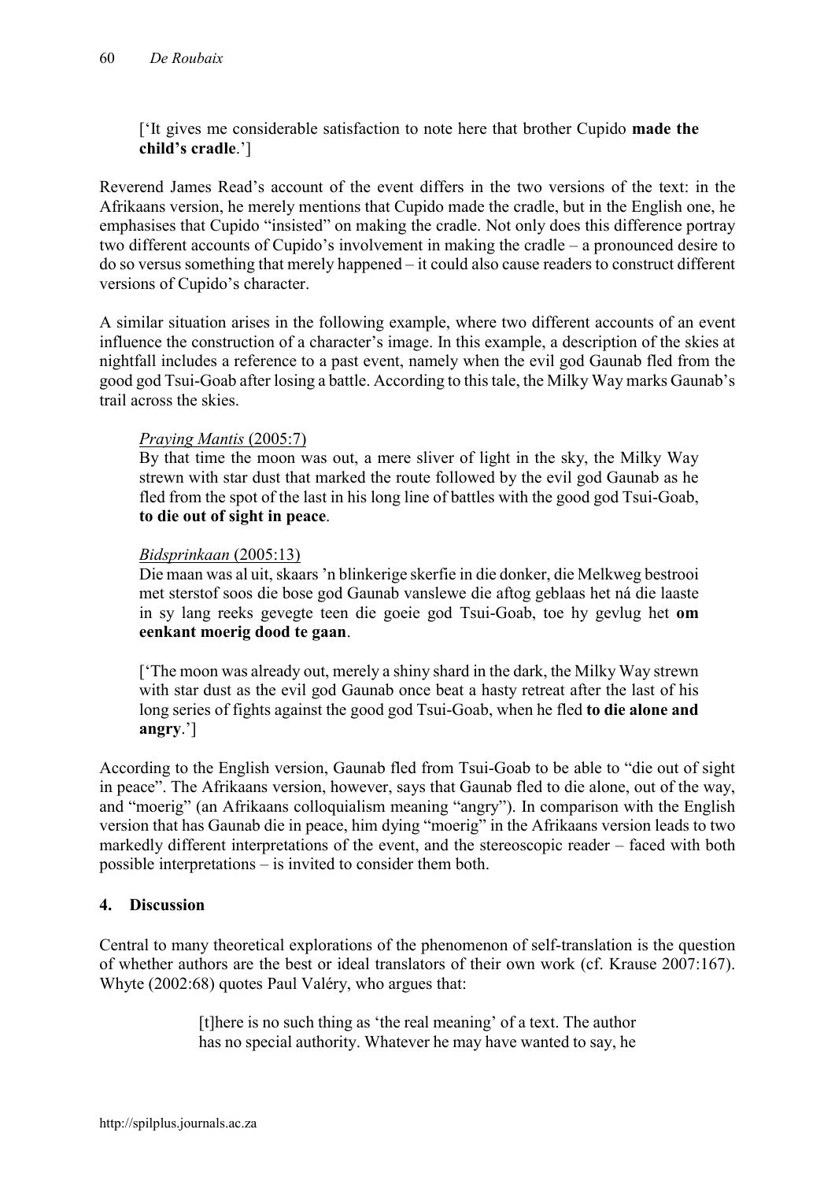['It gives me considerable satisfaction to note here that brother Cupido **made the child's cradle**.']

Reverend James Read's account of the event differs in the two versions of the text: in the Afrikaans version, he merely mentions that Cupido made the cradle, but in the English one, he emphasises that Cupido "insisted" on making the cradle. Not only does this difference portray two different accounts of Cupido's involvement in making the cradle – a pronounced desire to do so versus something that merely happened – it could also cause readers to construct different versions of Cupido's character.

A similar situation arises in the following example, where two different accounts of an event influence the construction of a character's image. In this example, a description of the skies at nightfall includes a reference to a past event, namely when the evil god Gaunab fled from the good god Tsui-Goab after losing a battle. According to this tale, the Milky Way marks Gaunab's trail across the skies.

> *Praying Mantis* (2005:7)
> By that time the moon was out, a mere sliver of light in the sky, the Milky Way strewn with star dust that marked the route followed by the evil god Gaunab as he fled from the spot of the last in his long line of battles with the good god Tsui-Goab, **to die out of sight in peace**.
>
> *Bidsprinkaan* (2005:13)
> Die maan was al uit, skaars 'n blinkerige skerfie in die donker, die Melkweg bestrooi met sterstof soos die bose god Gaunab vanslewe die aftog geblaas het ná die laaste in sy lang reeks gevegte teen die goeie god Tsui-Goab, toe hy gevlug het **om eenkant moerig dood te gaan**.
>
> ['The moon was already out, merely a shiny shard in the dark, the Milky Way strewn with star dust as the evil god Gaunab once beat a hasty retreat after the last of his long series of fights against the good god Tsui-Goab, when he fled **to die alone and angry**.']

According to the English version, Gaunab fled from Tsui-Goab to be able to "die out of sight in peace". The Afrikaans version, however, says that Gaunab fled to die alone, out of the way, and "moerig" (an Afrikaans colloquialism meaning "angry"). In comparison with the English version that has Gaunab die in peace, him dying "moerig" in the Afrikaans version leads to two markedly different interpretations of the event, and the stereoscopic reader – faced with both possible interpretations – is invited to consider them both.

## 4. Discussion

Central to many theoretical explorations of the phenomenon of self-translation is the question of whether authors are the best or ideal translators of their own work (cf. Krause 2007:167). Whyte (2002:68) quotes Paul Valéry, who argues that:

> [t]here is no such thing as 'the real meaning' of a text. The author has no special authority. Whatever he may have wanted to say, he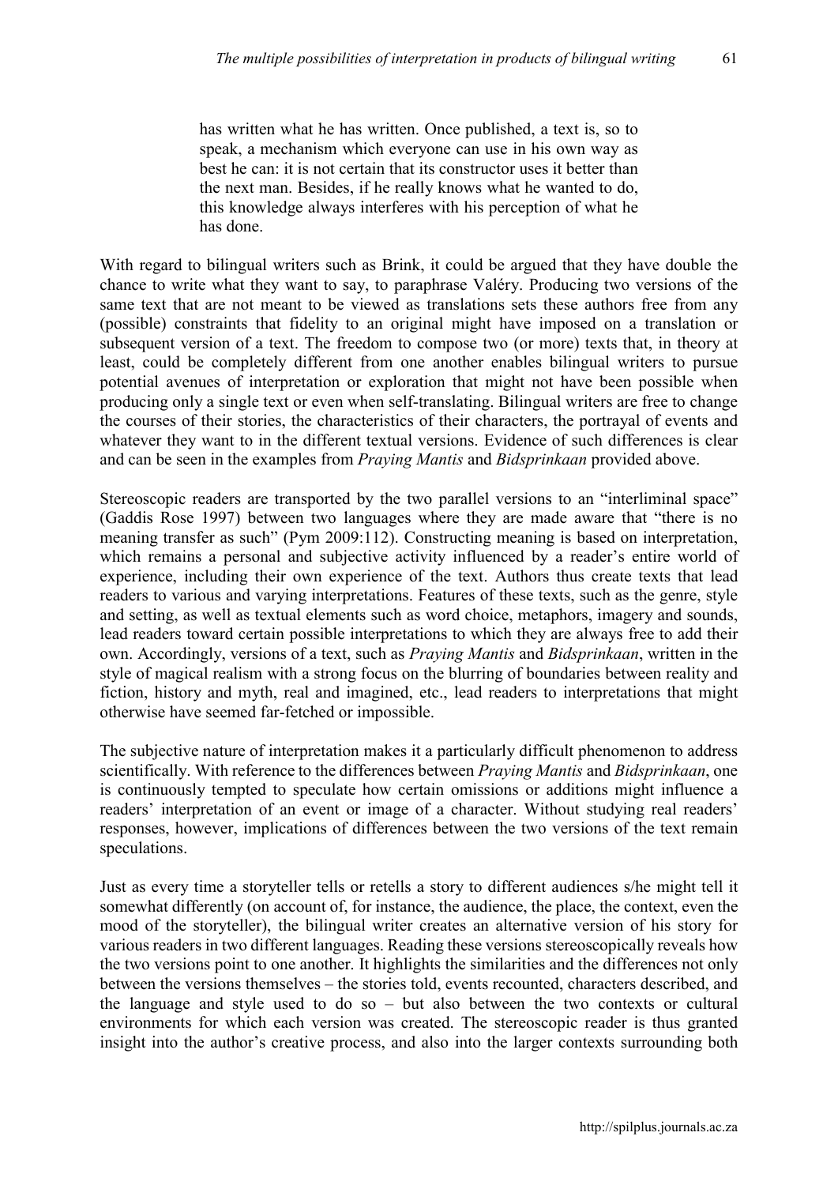> has written what he has written. Once published, a text is, so to speak, a mechanism which everyone can use in his own way as best he can: it is not certain that its constructor uses it better than the next man. Besides, if he really knows what he wanted to do, this knowledge always interferes with his perception of what he has done.

With regard to bilingual writers such as Brink, it could be argued that they have double the chance to write what they want to say, to paraphrase Valéry. Producing two versions of the same text that are not meant to be viewed as translations sets these authors free from any (possible) constraints that fidelity to an original might have imposed on a translation or subsequent version of a text. The freedom to compose two (or more) texts that, in theory at least, could be completely different from one another enables bilingual writers to pursue potential avenues of interpretation or exploration that might not have been possible when producing only a single text or even when self-translating. Bilingual writers are free to change the courses of their stories, the characteristics of their characters, the portrayal of events and whatever they want to in the different textual versions. Evidence of such differences is clear and can be seen in the examples from *Praying Mantis* and *Bidsprinkaan* provided above.

Stereoscopic readers are transported by the two parallel versions to an "interliminal space" (Gaddis Rose 1997) between two languages where they are made aware that "there is no meaning transfer as such" (Pym 2009:112). Constructing meaning is based on interpretation, which remains a personal and subjective activity influenced by a reader's entire world of experience, including their own experience of the text. Authors thus create texts that lead readers to various and varying interpretations. Features of these texts, such as the genre, style and setting, as well as textual elements such as word choice, metaphors, imagery and sounds, lead readers toward certain possible interpretations to which they are always free to add their own. Accordingly, versions of a text, such as *Praying Mantis* and *Bidsprinkaan*, written in the style of magical realism with a strong focus on the blurring of boundaries between reality and fiction, history and myth, real and imagined, etc., lead readers to interpretations that might otherwise have seemed far-fetched or impossible.

The subjective nature of interpretation makes it a particularly difficult phenomenon to address scientifically. With reference to the differences between *Praying Mantis* and *Bidsprinkaan*, one is continuously tempted to speculate how certain omissions or additions might influence a readers' interpretation of an event or image of a character. Without studying real readers' responses, however, implications of differences between the two versions of the text remain speculations.

Just as every time a storyteller tells or retells a story to different audiences s/he might tell it somewhat differently (on account of, for instance, the audience, the place, the context, even the mood of the storyteller), the bilingual writer creates an alternative version of his story for various readers in two different languages. Reading these versions stereoscopically reveals how the two versions point to one another. It highlights the similarities and the differences not only between the versions themselves – the stories told, events recounted, characters described, and the language and style used to do so – but also between the two contexts or cultural environments for which each version was created. The stereoscopic reader is thus granted insight into the author's creative process, and also into the larger contexts surrounding both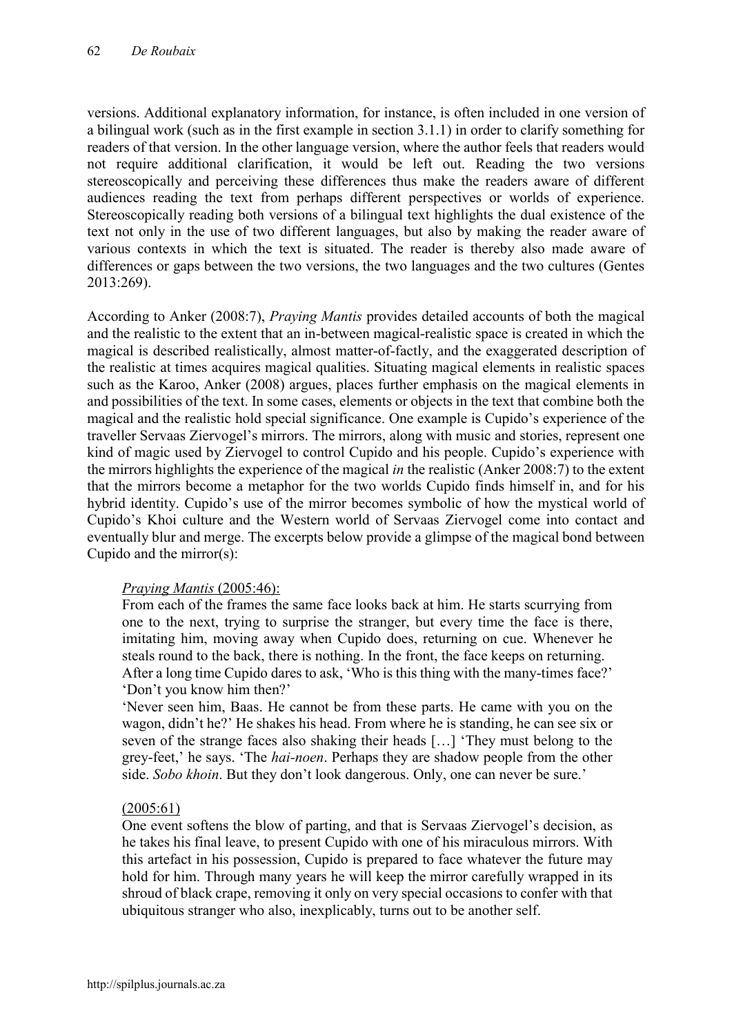versions. Additional explanatory information, for instance, is often included in one version of a bilingual work (such as in the first example in section 3.1.1) in order to clarify something for readers of that version. In the other language version, where the author feels that readers would not require additional clarification, it would be left out. Reading the two versions stereoscopically and perceiving these differences thus make the readers aware of different audiences reading the text from perhaps different perspectives or worlds of experience. Stereoscopically reading both versions of a bilingual text highlights the dual existence of the text not only in the use of two different languages, but also by making the reader aware of various contexts in which the text is situated. The reader is thereby also made aware of differences or gaps between the two versions, the two languages and the two cultures (Gentes 2013:269).

According to Anker (2008:7), *Praying Mantis* provides detailed accounts of both the magical and the realistic to the extent that an in-between magical-realistic space is created in which the magical is described realistically, almost matter-of-factly, and the exaggerated description of the realistic at times acquires magical qualities. Situating magical elements in realistic spaces such as the Karoo, Anker (2008) argues, places further emphasis on the magical elements in and possibilities of the text. In some cases, elements or objects in the text that combine both the magical and the realistic hold special significance. One example is Cupido's experience of the traveller Servaas Ziervogel's mirrors. The mirrors, along with music and stories, represent one kind of magic used by Ziervogel to control Cupido and his people. Cupido's experience with the mirrors highlights the experience of the magical *in* the realistic (Anker 2008:7) to the extent that the mirrors become a metaphor for the two worlds Cupido finds himself in, and for his hybrid identity. Cupido's use of the mirror becomes symbolic of how the mystical world of Cupido's Khoi culture and the Western world of Servaas Ziervogel come into contact and eventually blur and merge. The excerpts below provide a glimpse of the magical bond between Cupido and the mirror(s):

> <u>*Praying Mantis* (2005:46):</u>
> From each of the frames the same face looks back at him. He starts scurrying from one to the next, trying to surprise the stranger, but every time the face is there, imitating him, moving away when Cupido does, returning on cue. Whenever he steals round to the back, there is nothing. In the front, the face keeps on returning.
> After a long time Cupido dares to ask, 'Who is this thing with the many-times face?'
> 'Don't you know him then?'
> 'Never seen him, Baas. He cannot be from these parts. He came with you on the wagon, didn't he?' He shakes his head. From where he is standing, he can see six or seven of the strange faces also shaking their heads […] 'They must belong to the grey-feet,' he says. 'The *hai-noen*. Perhaps they are shadow people from the other side. *Sobo khoin*. But they don't look dangerous. Only, one can never be sure.'
>
> <u>(2005:61)</u>
> One event softens the blow of parting, and that is Servaas Ziervogel's decision, as he takes his final leave, to present Cupido with one of his miraculous mirrors. With this artefact in his possession, Cupido is prepared to face whatever the future may hold for him. Through many years he will keep the mirror carefully wrapped in its shroud of black crape, removing it only on very special occasions to confer with that ubiquitous stranger who also, inexplicably, turns out to be another self.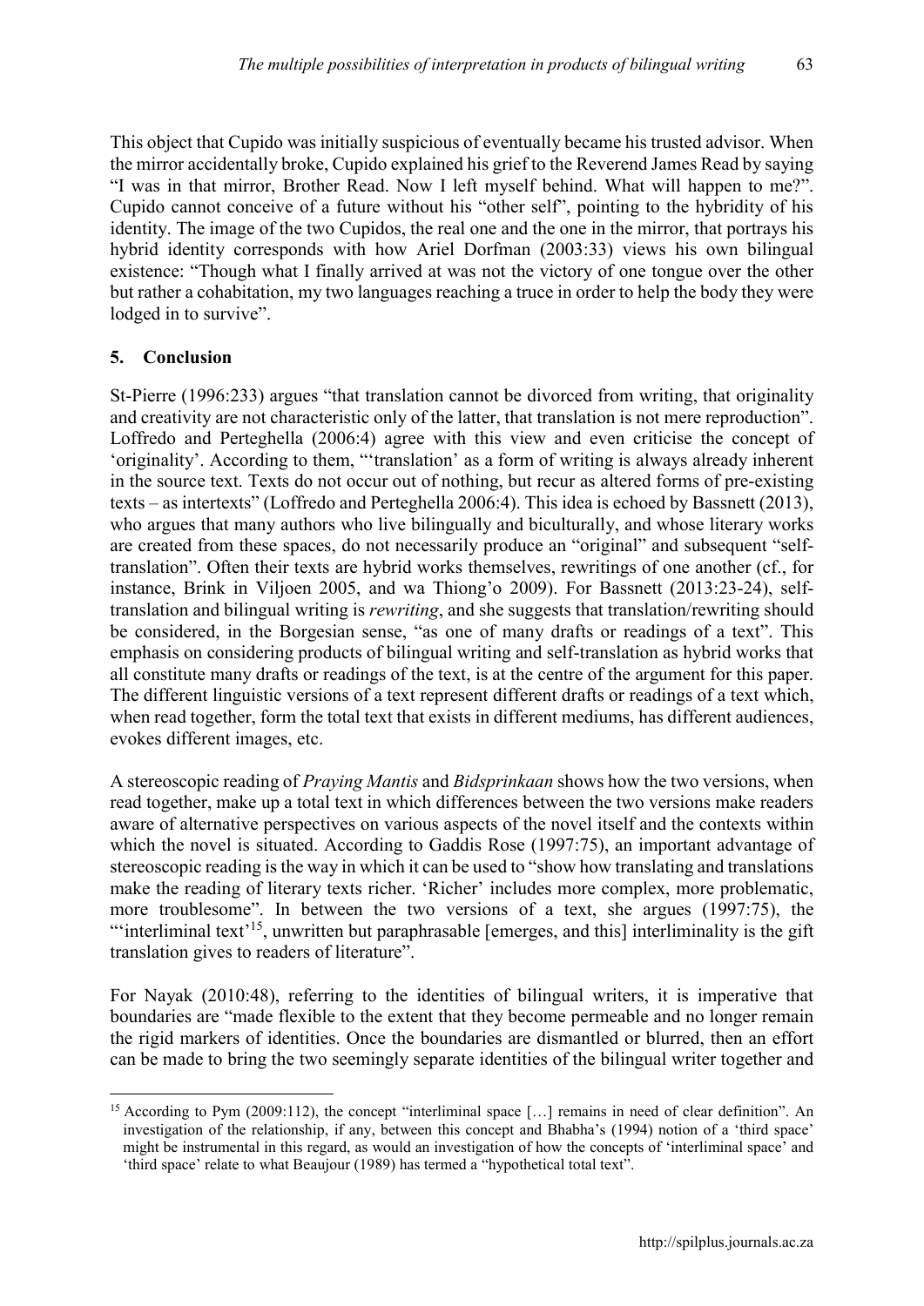This object that Cupido was initially suspicious of eventually became his trusted advisor. When the mirror accidentally broke, Cupido explained his grief to the Reverend James Read by saying "I was in that mirror, Brother Read. Now I left myself behind. What will happen to me?". Cupido cannot conceive of a future without his "other self", pointing to the hybridity of his identity. The image of the two Cupidos, the real one and the one in the mirror, that portrays his hybrid identity corresponds with how Ariel Dorfman (2003:33) views his own bilingual existence: "Though what I finally arrived at was not the victory of one tongue over the other but rather a cohabitation, my two languages reaching a truce in order to help the body they were lodged in to survive".

## 5. Conclusion

St-Pierre (1996:233) argues "that translation cannot be divorced from writing, that originality and creativity are not characteristic only of the latter, that translation is not mere reproduction". Loffredo and Perteghella (2006:4) agree with this view and even criticise the concept of 'originality'. According to them, "'translation' as a form of writing is always already inherent in the source text. Texts do not occur out of nothing, but recur as altered forms of pre-existing texts – as intertexts" (Loffredo and Perteghella 2006:4). This idea is echoed by Bassnett (2013), who argues that many authors who live bilingually and biculturally, and whose literary works are created from these spaces, do not necessarily produce an "original" and subsequent "self-translation". Often their texts are hybrid works themselves, rewritings of one another (cf., for instance, Brink in Viljoen 2005, and wa Thiong'o 2009). For Bassnett (2013:23-24), self-translation and bilingual writing is *rewriting*, and she suggests that translation/rewriting should be considered, in the Borgesian sense, "as one of many drafts or readings of a text". This emphasis on considering products of bilingual writing and self-translation as hybrid works that all constitute many drafts or readings of the text, is at the centre of the argument for this paper. The different linguistic versions of a text represent different drafts or readings of a text which, when read together, form the total text that exists in different mediums, has different audiences, evokes different images, etc.

A stereoscopic reading of *Praying Mantis* and *Bidsprinkaan* shows how the two versions, when read together, make up a total text in which differences between the two versions make readers aware of alternative perspectives on various aspects of the novel itself and the contexts within which the novel is situated. According to Gaddis Rose (1997:75), an important advantage of stereoscopic reading is the way in which it can be used to "show how translating and translations make the reading of literary texts richer. 'Richer' includes more complex, more problematic, more troublesome". In between the two versions of a text, she argues (1997:75), the "'interliminal text'[15], unwritten but paraphrasable [emerges, and this] interliminality is the gift translation gives to readers of literature".

For Nayak (2010:48), referring to the identities of bilingual writers, it is imperative that boundaries are "made flexible to the extent that they become permeable and no longer remain the rigid markers of identities. Once the boundaries are dismantled or blurred, then an effort can be made to bring the two seemingly separate identities of the bilingual writer together and

[15] According to Pym (2009:112), the concept "interliminal space […] remains in need of clear definition". An investigation of the relationship, if any, between this concept and Bhabha's (1994) notion of a 'third space' might be instrumental in this regard, as would an investigation of how the concepts of 'interliminal space' and 'third space' relate to what Beaujour (1989) has termed a "hypothetical total text".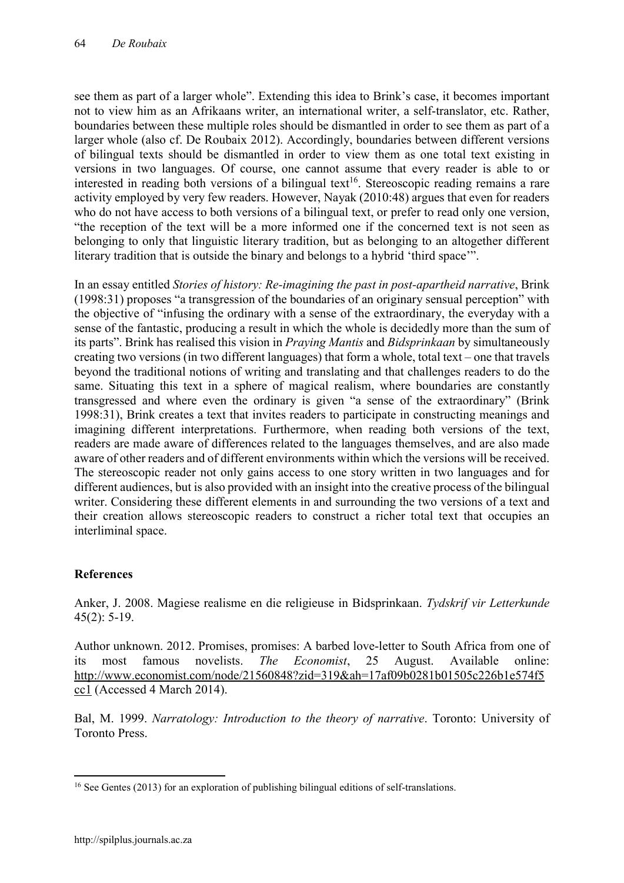see them as part of a larger whole". Extending this idea to Brink's case, it becomes important not to view him as an Afrikaans writer, an international writer, a self-translator, etc. Rather, boundaries between these multiple roles should be dismantled in order to see them as part of a larger whole (also cf. De Roubaix 2012). Accordingly, boundaries between different versions of bilingual texts should be dismantled in order to view them as one total text existing in versions in two languages. Of course, one cannot assume that every reader is able to or interested in reading both versions of a bilingual text[16]. Stereoscopic reading remains a rare activity employed by very few readers. However, Nayak (2010:48) argues that even for readers who do not have access to both versions of a bilingual text, or prefer to read only one version, "the reception of the text will be a more informed one if the concerned text is not seen as belonging to only that linguistic literary tradition, but as belonging to an altogether different literary tradition that is outside the binary and belongs to a hybrid 'third space'".

In an essay entitled *Stories of history: Re-imagining the past in post-apartheid narrative*, Brink (1998:31) proposes "a transgression of the boundaries of an originary sensual perception" with the objective of "infusing the ordinary with a sense of the extraordinary, the everyday with a sense of the fantastic, producing a result in which the whole is decidedly more than the sum of its parts". Brink has realised this vision in *Praying Mantis* and *Bidsprinkaan* by simultaneously creating two versions (in two different languages) that form a whole, total text – one that travels beyond the traditional notions of writing and translating and that challenges readers to do the same. Situating this text in a sphere of magical realism, where boundaries are constantly transgressed and where even the ordinary is given "a sense of the extraordinary" (Brink 1998:31), Brink creates a text that invites readers to participate in constructing meanings and imagining different interpretations. Furthermore, when reading both versions of the text, readers are made aware of differences related to the languages themselves, and are also made aware of other readers and of different environments within which the versions will be received. The stereoscopic reader not only gains access to one story written in two languages and for different audiences, but is also provided with an insight into the creative process of the bilingual writer. Considering these different elements in and surrounding the two versions of a text and their creation allows stereoscopic readers to construct a richer total text that occupies an interliminal space.

## References

Anker, J. 2008. Magiese realisme en die religieuse in Bidsprinkaan. *Tydskrif vir Letterkunde* 45(2): 5-19.

Author unknown. 2012. Promises, promises: A barbed love-letter to South Africa from one of its most famous novelists. *The Economist*, 25 August. Available online: http://www.economist.com/node/21560848?zid=319&ah=17af09b0281b01505c226b1e574f5cc1 (Accessed 4 March 2014).

Bal, M. 1999. *Narratology: Introduction to the theory of narrative*. Toronto: University of Toronto Press.

---

[16] See Gentes (2013) for an exploration of publishing bilingual editions of self-translations.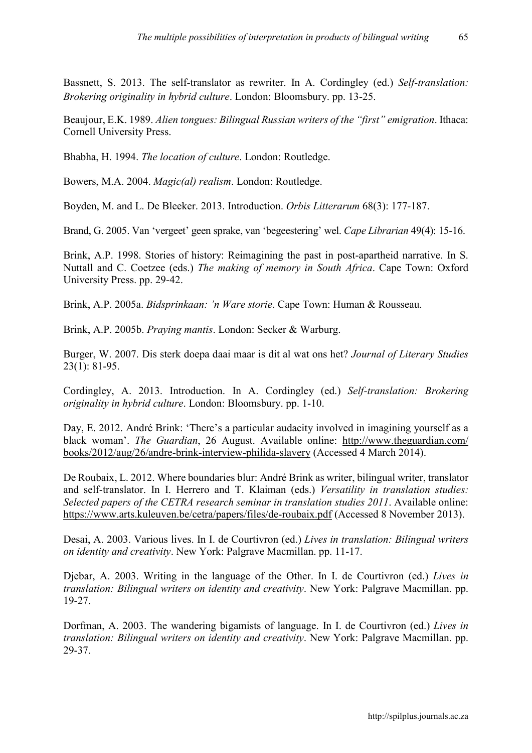Bassnett, S. 2013. The self-translator as rewriter. In A. Cordingley (ed.) *Self-translation: Brokering originality in hybrid culture*. London: Bloomsbury. pp. 13-25.

Beaujour, E.K. 1989. *Alien tongues: Bilingual Russian writers of the "first" emigration*. Ithaca: Cornell University Press.

Bhabha, H. 1994. *The location of culture*. London: Routledge.

Bowers, M.A. 2004. *Magic(al) realism*. London: Routledge.

Boyden, M. and L. De Bleeker. 2013. Introduction. *Orbis Litterarum* 68(3): 177-187.

Brand, G. 2005. Van 'vergeet' geen sprake, van 'begeestering' wel. *Cape Librarian* 49(4): 15-16.

Brink, A.P. 1998. Stories of history: Reimagining the past in post-apartheid narrative. In S. Nuttall and C. Coetzee (eds.) *The making of memory in South Africa*. Cape Town: Oxford University Press. pp. 29-42.

Brink, A.P. 2005a. *Bidsprinkaan: 'n Ware storie*. Cape Town: Human & Rousseau.

Brink, A.P. 2005b. *Praying mantis*. London: Secker & Warburg.

Burger, W. 2007. Dis sterk doepa daai maar is dit al wat ons het? *Journal of Literary Studies* 23(1): 81-95.

Cordingley, A. 2013. Introduction. In A. Cordingley (ed.) *Self-translation: Brokering originality in hybrid culture*. London: Bloomsbury. pp. 1-10.

Day, E. 2012. André Brink: 'There's a particular audacity involved in imagining yourself as a black woman'. *The Guardian*, 26 August. Available online: http://www.theguardian.com/books/2012/aug/26/andre-brink-interview-philida-slavery (Accessed 4 March 2014).

De Roubaix, L. 2012. Where boundaries blur: André Brink as writer, bilingual writer, translator and self-translator. In I. Herrero and T. Klaiman (eds.) *Versatility in translation studies: Selected papers of the CETRA research seminar in translation studies 2011*. Available online: https://www.arts.kuleuven.be/cetra/papers/files/de-roubaix.pdf (Accessed 8 November 2013).

Desai, A. 2003. Various lives. In I. de Courtivron (ed.) *Lives in translation: Bilingual writers on identity and creativity*. New York: Palgrave Macmillan. pp. 11-17.

Djebar, A. 2003. Writing in the language of the Other. In I. de Courtivron (ed.) *Lives in translation: Bilingual writers on identity and creativity*. New York: Palgrave Macmillan. pp. 19-27.

Dorfman, A. 2003. The wandering bigamists of language. In I. de Courtivron (ed.) *Lives in translation: Bilingual writers on identity and creativity*. New York: Palgrave Macmillan. pp. 29-37.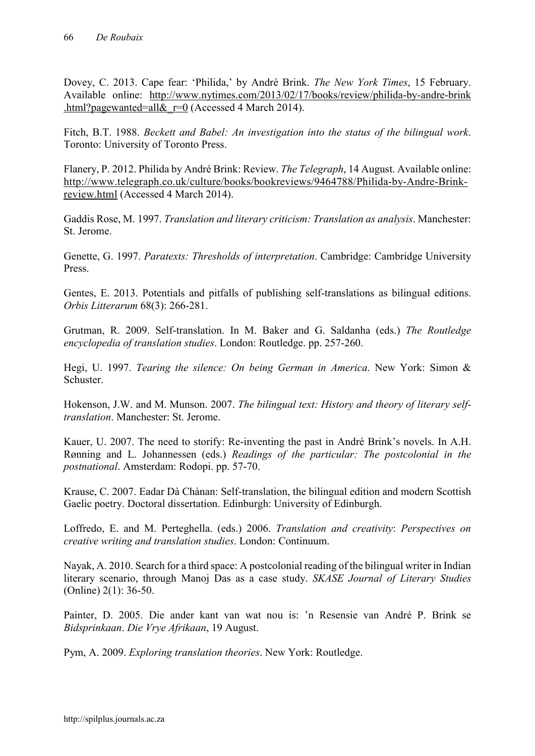Dovey, C. 2013. Cape fear: 'Philida,' by André Brink. *The New York Times*, 15 February. Available online: http://www.nytimes.com/2013/02/17/books/review/philida-by-andre-brink.html?pagewanted=all&_r=0 (Accessed 4 March 2014).

Fitch, B.T. 1988. *Beckett and Babel: An investigation into the status of the bilingual work*. Toronto: University of Toronto Press.

Flanery, P. 2012. Philida by André Brink: Review. *The Telegraph*, 14 August. Available online: http://www.telegraph.co.uk/culture/books/bookreviews/9464788/Philida-by-Andre-Brink-review.html (Accessed 4 March 2014).

Gaddis Rose, M. 1997. *Translation and literary criticism: Translation as analysis*. Manchester: St. Jerome.

Genette, G. 1997. *Paratexts: Thresholds of interpretation*. Cambridge: Cambridge University Press.

Gentes, E. 2013. Potentials and pitfalls of publishing self-translations as bilingual editions. *Orbis Litterarum* 68(3): 266-281.

Grutman, R. 2009. Self-translation. In M. Baker and G. Saldanha (eds.) *The Routledge encyclopedia of translation studies*. London: Routledge. pp. 257-260.

Hegi, U. 1997. *Tearing the silence: On being German in America*. New York: Simon & Schuster.

Hokenson, J.W. and M. Munson. 2007. *The bilingual text: History and theory of literary self-translation*. Manchester: St. Jerome.

Kauer, U. 2007. The need to storify: Re-inventing the past in André Brink's novels. In A.H. Rønning and L. Johannessen (eds.) *Readings of the particular: The postcolonial in the postnational*. Amsterdam: Rodopi. pp. 57-70.

Krause, C. 2007. Eadar Dà Chànan: Self-translation, the bilingual edition and modern Scottish Gaelic poetry. Doctoral dissertation. Edinburgh: University of Edinburgh.

Loffredo, E. and M. Perteghella. (eds.) 2006. *Translation and creativity*: *Perspectives on creative writing and translation studies*. London: Continuum.

Nayak, A. 2010. Search for a third space: A postcolonial reading of the bilingual writer in Indian literary scenario, through Manoj Das as a case study. *SKASE Journal of Literary Studies* (Online) 2(1): 36-50.

Painter, D. 2005. Die ander kant van wat nou is: 'n Resensie van André P. Brink se *Bidsprinkaan*. *Die Vrye Afrikaan*, 19 August.

Pym, A. 2009. *Exploring translation theories*. New York: Routledge.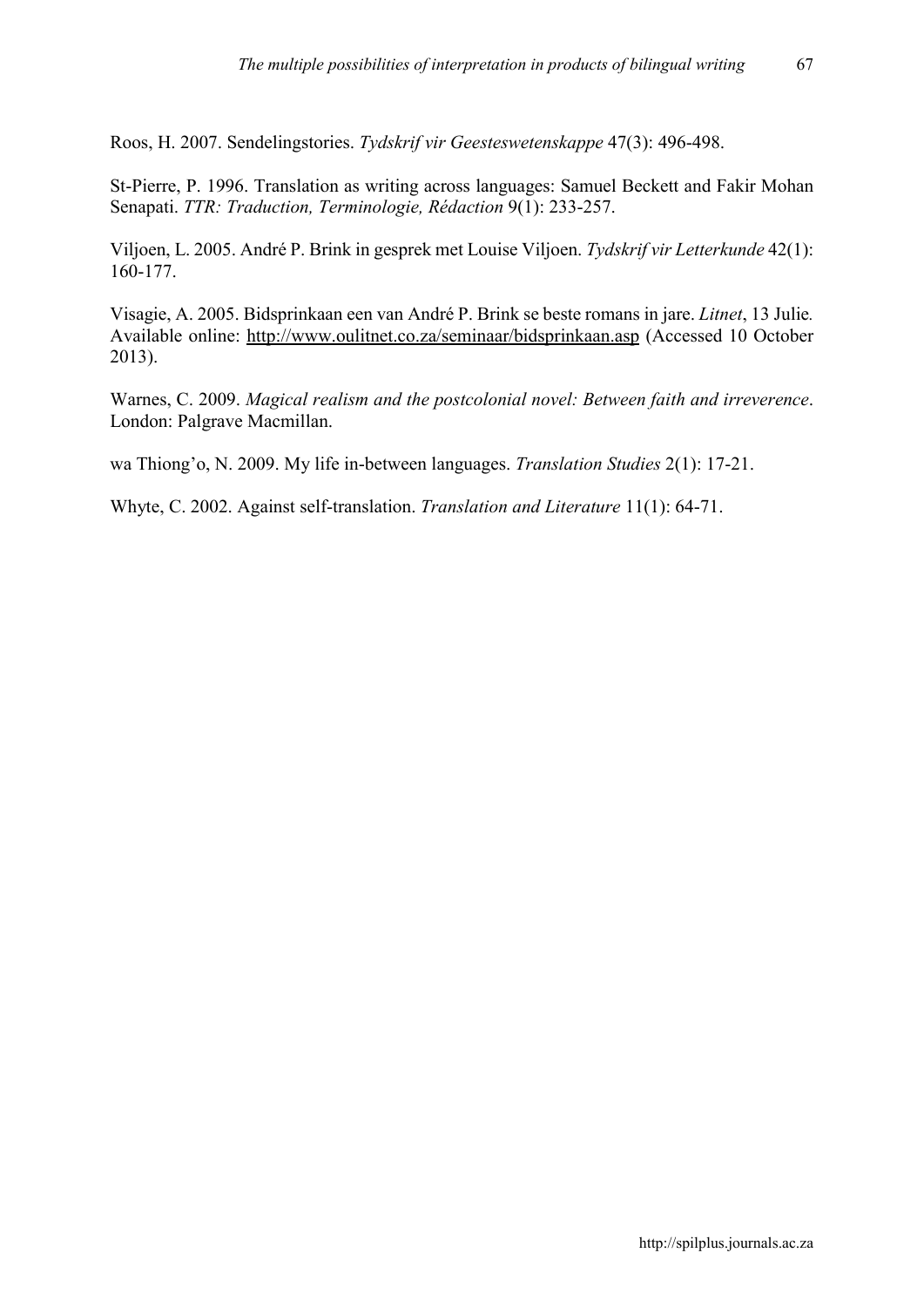Roos, H. 2007. Sendelingstories. *Tydskrif vir Geesteswetenskappe* 47(3): 496-498.

St-Pierre, P. 1996. Translation as writing across languages: Samuel Beckett and Fakir Mohan Senapati. *TTR: Traduction, Terminologie, Rédaction* 9(1): 233-257.

Viljoen, L. 2005. André P. Brink in gesprek met Louise Viljoen. *Tydskrif vir Letterkunde* 42(1): 160-177.

Visagie, A. 2005. Bidsprinkaan een van André P. Brink se beste romans in jare. *Litnet*, 13 Julie. Available online: http://www.oulitnet.co.za/seminaar/bidsprinkaan.asp (Accessed 10 October 2013).

Warnes, C. 2009. *Magical realism and the postcolonial novel: Between faith and irreverence*. London: Palgrave Macmillan.

wa Thiong'o, N. 2009. My life in-between languages. *Translation Studies* 2(1): 17-21.

Whyte, C. 2002. Against self-translation. *Translation and Literature* 11(1): 64-71.